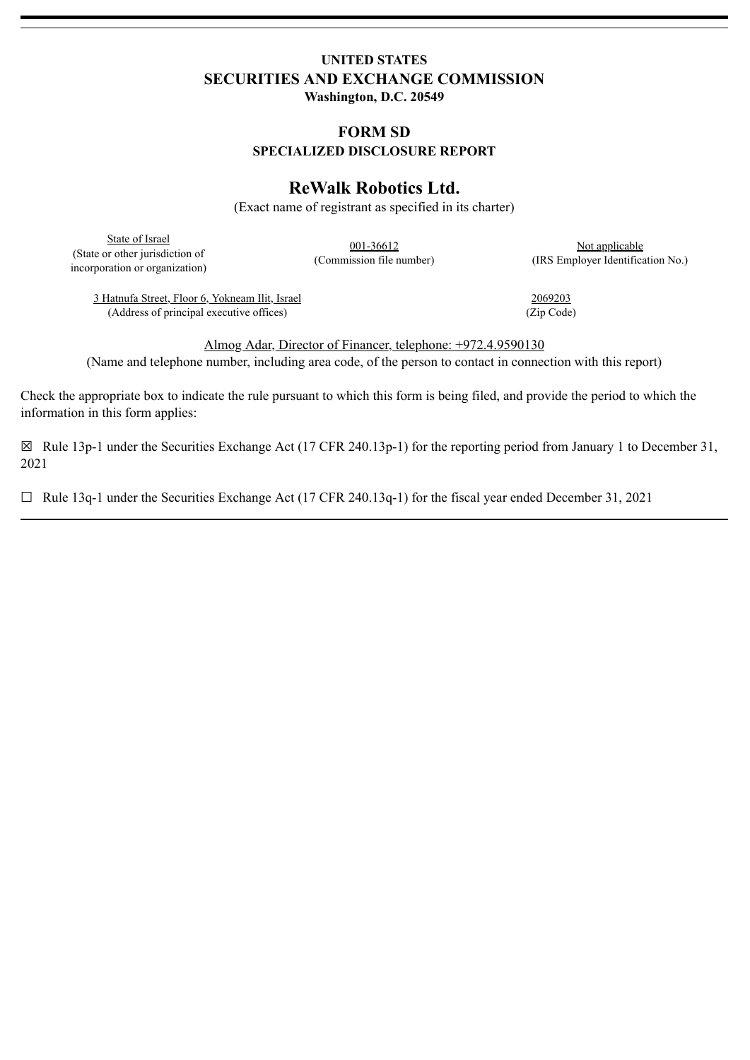# UNITED STATES
# SECURITIES AND EXCHANGE COMMISSION
**Washington, D.C. 20549**

## FORM SD
**SPECIALIZED DISCLOSURE REPORT**

# ReWalk Robotics Ltd.
(Exact name of registrant as specified in its charter)

| State of Israel | 001-36612 | Not applicable |
|---|---|---|
| (State or other jurisdiction of incorporation or organization) | (Commission file number) | (IRS Employer Identification No.) |

| 3 Hatnufa Street, Floor 6, Yokneam Ilit, Israel | 2069203 |
|---|---|
| (Address of principal executive offices) | (Zip Code) |

Almog Adar, Director of Financer, telephone: +972.4.9590130
(Name and telephone number, including area code, of the person to contact in connection with this report)

Check the appropriate box to indicate the rule pursuant to which this form is being filed, and provide the period to which the information in this form applies:

☒ Rule 13p-1 under the Securities Exchange Act (17 CFR 240.13p-1) for the reporting period from January 1 to December 31, 2021

☐ Rule 13q-1 under the Securities Exchange Act (17 CFR 240.13q-1) for the fiscal year ended December 31, 2021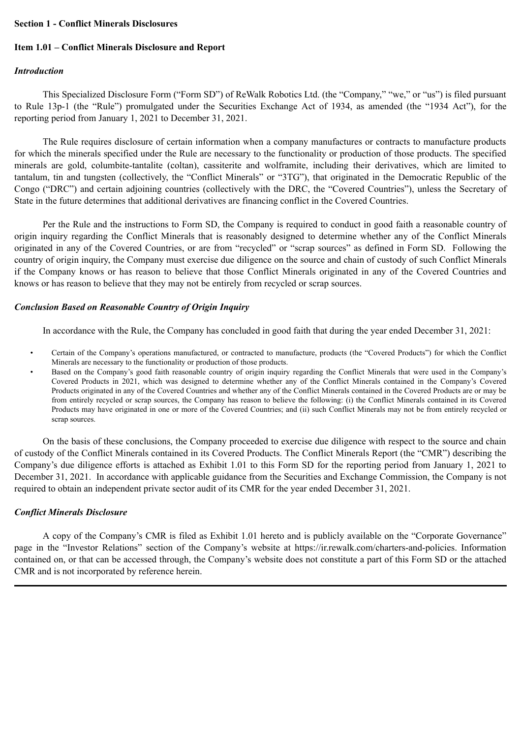## Section 1 - Conflict Minerals Disclosures

### Item 1.01 – Conflict Minerals Disclosure and Report

***Introduction***

This Specialized Disclosure Form ("Form SD") of ReWalk Robotics Ltd. (the "Company," "we," or "us") is filed pursuant to Rule 13p-1 (the "Rule") promulgated under the Securities Exchange Act of 1934, as amended (the "1934 Act"), for the reporting period from January 1, 2021 to December 31, 2021.

The Rule requires disclosure of certain information when a company manufactures or contracts to manufacture products for which the minerals specified under the Rule are necessary to the functionality or production of those products. The specified minerals are gold, columbite-tantalite (coltan), cassiterite and wolframite, including their derivatives, which are limited to tantalum, tin and tungsten (collectively, the "Conflict Minerals" or "3TG"), that originated in the Democratic Republic of the Congo ("DRC") and certain adjoining countries (collectively with the DRC, the "Covered Countries"), unless the Secretary of State in the future determines that additional derivatives are financing conflict in the Covered Countries.

Per the Rule and the instructions to Form SD, the Company is required to conduct in good faith a reasonable country of origin inquiry regarding the Conflict Minerals that is reasonably designed to determine whether any of the Conflict Minerals originated in any of the Covered Countries, or are from "recycled" or "scrap sources" as defined in Form SD. Following the country of origin inquiry, the Company must exercise due diligence on the source and chain of custody of such Conflict Minerals if the Company knows or has reason to believe that those Conflict Minerals originated in any of the Covered Countries and knows or has reason to believe that they may not be entirely from recycled or scrap sources.

***Conclusion Based on Reasonable Country of Origin Inquiry***

In accordance with the Rule, the Company has concluded in good faith that during the year ended December 31, 2021:

- Certain of the Company's operations manufactured, or contracted to manufacture, products (the "Covered Products") for which the Conflict Minerals are necessary to the functionality or production of those products.
- Based on the Company's good faith reasonable country of origin inquiry regarding the Conflict Minerals that were used in the Company's Covered Products in 2021, which was designed to determine whether any of the Conflict Minerals contained in the Company's Covered Products originated in any of the Covered Countries and whether any of the Conflict Minerals contained in the Covered Products are or may be from entirely recycled or scrap sources, the Company has reason to believe the following: (i) the Conflict Minerals contained in its Covered Products may have originated in one or more of the Covered Countries; and (ii) such Conflict Minerals may not be from entirely recycled or scrap sources.

On the basis of these conclusions, the Company proceeded to exercise due diligence with respect to the source and chain of custody of the Conflict Minerals contained in its Covered Products. The Conflict Minerals Report (the "CMR") describing the Company's due diligence efforts is attached as Exhibit 1.01 to this Form SD for the reporting period from January 1, 2021 to December 31, 2021. In accordance with applicable guidance from the Securities and Exchange Commission, the Company is not required to obtain an independent private sector audit of its CMR for the year ended December 31, 2021.

***Conflict Minerals Disclosure***

A copy of the Company's CMR is filed as Exhibit 1.01 hereto and is publicly available on the "Corporate Governance" page in the "Investor Relations" section of the Company's website at https://ir.rewalk.com/charters-and-policies. Information contained on, or that can be accessed through, the Company's website does not constitute a part of this Form SD or the attached CMR and is not incorporated by reference herein.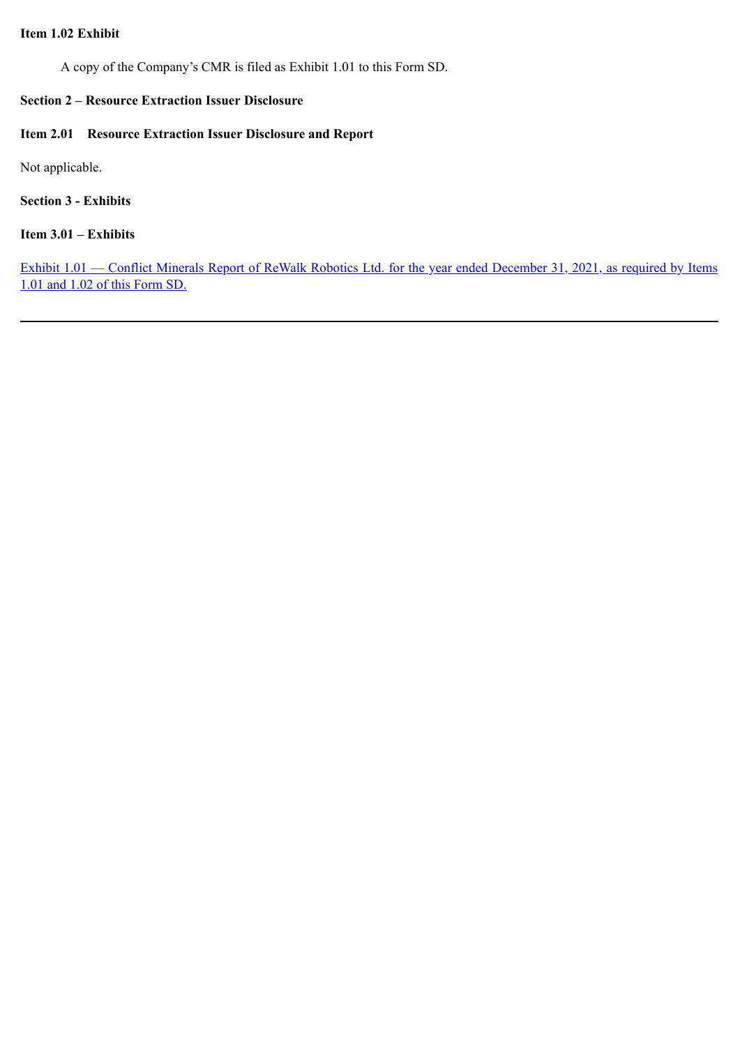**Item 1.02 Exhibit**

A copy of the Company's CMR is filed as Exhibit 1.01 to this Form SD.

**Section 2 – Resource Extraction Issuer Disclosure**

**Item 2.01 Resource Extraction Issuer Disclosure and Report**

Not applicable.

**Section 3 - Exhibits**

**Item 3.01 – Exhibits**

Exhibit 1.01 — Conflict Minerals Report of ReWalk Robotics Ltd. for the year ended December 31, 2021, as required by Items 1.01 and 1.02 of this Form SD.

---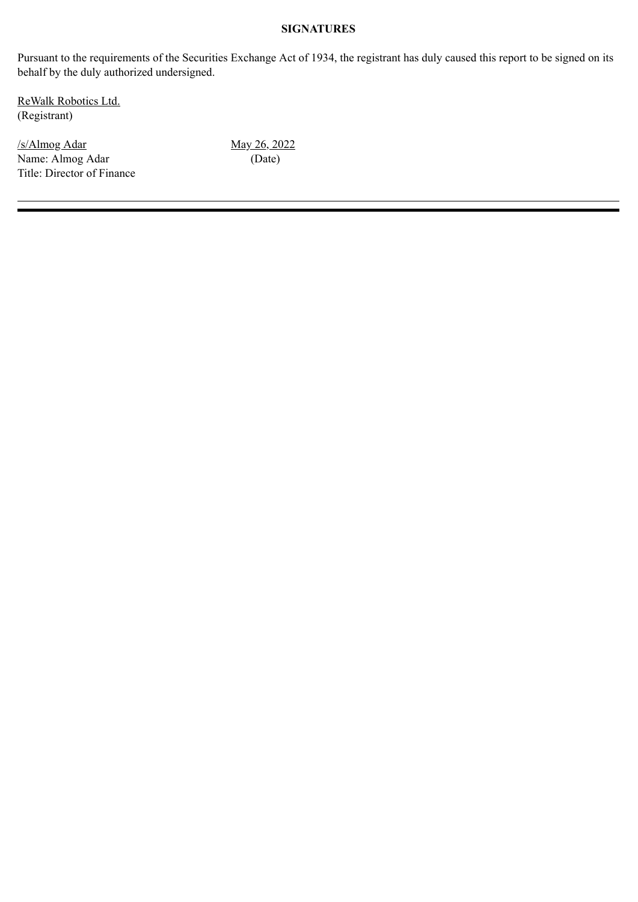**SIGNATURES**

Pursuant to the requirements of the Securities Exchange Act of 1934, the registrant has duly caused this report to be signed on its behalf by the duly authorized undersigned.

ReWalk Robotics Ltd.
(Registrant)

| | |
|---|---|
| /s/Almog Adar | May 26, 2022 |
| Name: Almog Adar | (Date) |
| Title: Director of Finance | |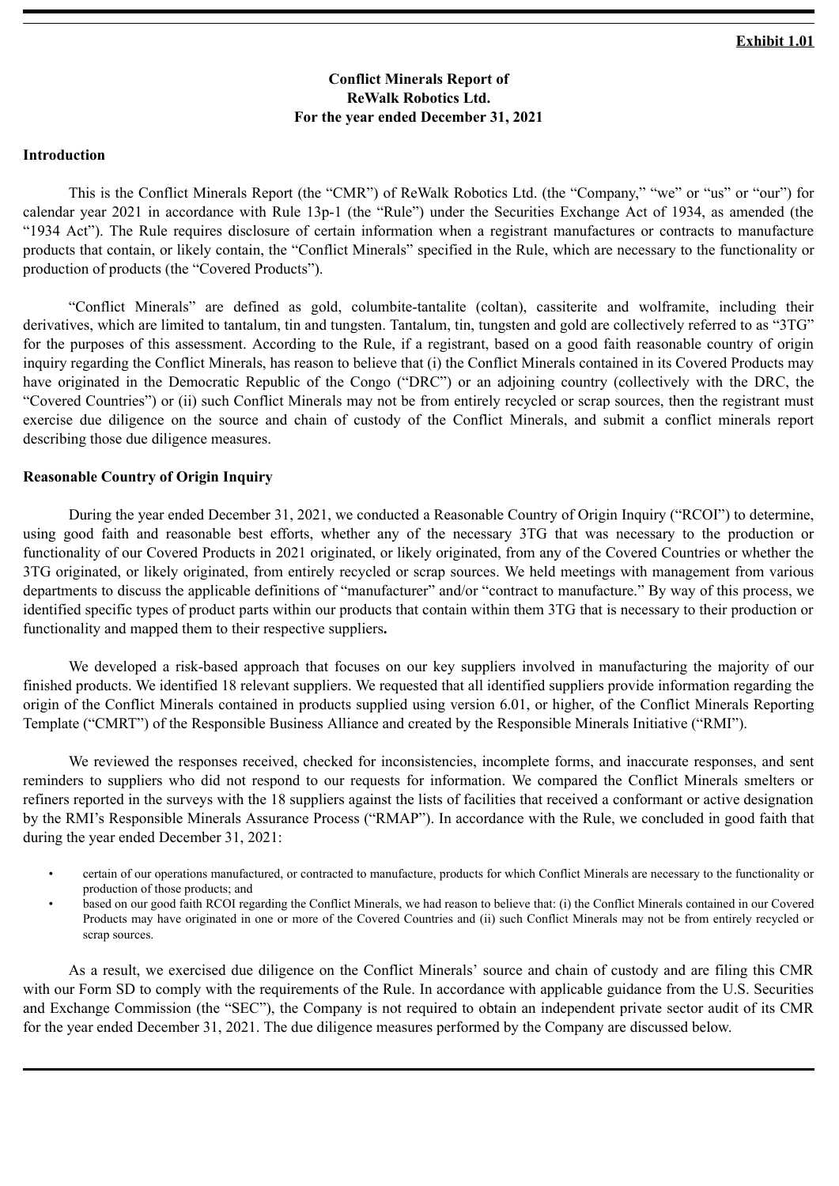**Exhibit 1.01**

**Conflict Minerals Report of**
**ReWalk Robotics Ltd.**
**For the year ended December 31, 2021**

**Introduction**

This is the Conflict Minerals Report (the "CMR") of ReWalk Robotics Ltd. (the "Company," "we" or "us" or "our") for calendar year 2021 in accordance with Rule 13p-1 (the "Rule") under the Securities Exchange Act of 1934, as amended (the "1934 Act"). The Rule requires disclosure of certain information when a registrant manufactures or contracts to manufacture products that contain, or likely contain, the "Conflict Minerals" specified in the Rule, which are necessary to the functionality or production of products (the "Covered Products").

"Conflict Minerals" are defined as gold, columbite-tantalite (coltan), cassiterite and wolframite, including their derivatives, which are limited to tantalum, tin and tungsten. Tantalum, tin, tungsten and gold are collectively referred to as "3TG" for the purposes of this assessment. According to the Rule, if a registrant, based on a good faith reasonable country of origin inquiry regarding the Conflict Minerals, has reason to believe that (i) the Conflict Minerals contained in its Covered Products may have originated in the Democratic Republic of the Congo ("DRC") or an adjoining country (collectively with the DRC, the "Covered Countries") or (ii) such Conflict Minerals may not be from entirely recycled or scrap sources, then the registrant must exercise due diligence on the source and chain of custody of the Conflict Minerals, and submit a conflict minerals report describing those due diligence measures.

**Reasonable Country of Origin Inquiry**

During the year ended December 31, 2021, we conducted a Reasonable Country of Origin Inquiry ("RCOI") to determine, using good faith and reasonable best efforts, whether any of the necessary 3TG that was necessary to the production or functionality of our Covered Products in 2021 originated, or likely originated, from any of the Covered Countries or whether the 3TG originated, or likely originated, from entirely recycled or scrap sources. We held meetings with management from various departments to discuss the applicable definitions of "manufacturer" and/or "contract to manufacture." By way of this process, we identified specific types of product parts within our products that contain within them 3TG that is necessary to their production or functionality and mapped them to their respective suppliers**.**

We developed a risk-based approach that focuses on our key suppliers involved in manufacturing the majority of our finished products. We identified 18 relevant suppliers. We requested that all identified suppliers provide information regarding the origin of the Conflict Minerals contained in products supplied using version 6.01, or higher, of the Conflict Minerals Reporting Template ("CMRT") of the Responsible Business Alliance and created by the Responsible Minerals Initiative ("RMI").

We reviewed the responses received, checked for inconsistencies, incomplete forms, and inaccurate responses, and sent reminders to suppliers who did not respond to our requests for information. We compared the Conflict Minerals smelters or refiners reported in the surveys with the 18 suppliers against the lists of facilities that received a conformant or active designation by the RMI's Responsible Minerals Assurance Process ("RMAP"). In accordance with the Rule, we concluded in good faith that during the year ended December 31, 2021:

- certain of our operations manufactured, or contracted to manufacture, products for which Conflict Minerals are necessary to the functionality or production of those products; and
- based on our good faith RCOI regarding the Conflict Minerals, we had reason to believe that: (i) the Conflict Minerals contained in our Covered Products may have originated in one or more of the Covered Countries and (ii) such Conflict Minerals may not be from entirely recycled or scrap sources.

As a result, we exercised due diligence on the Conflict Minerals' source and chain of custody and are filing this CMR with our Form SD to comply with the requirements of the Rule. In accordance with applicable guidance from the U.S. Securities and Exchange Commission (the "SEC"), the Company is not required to obtain an independent private sector audit of its CMR for the year ended December 31, 2021. The due diligence measures performed by the Company are discussed below.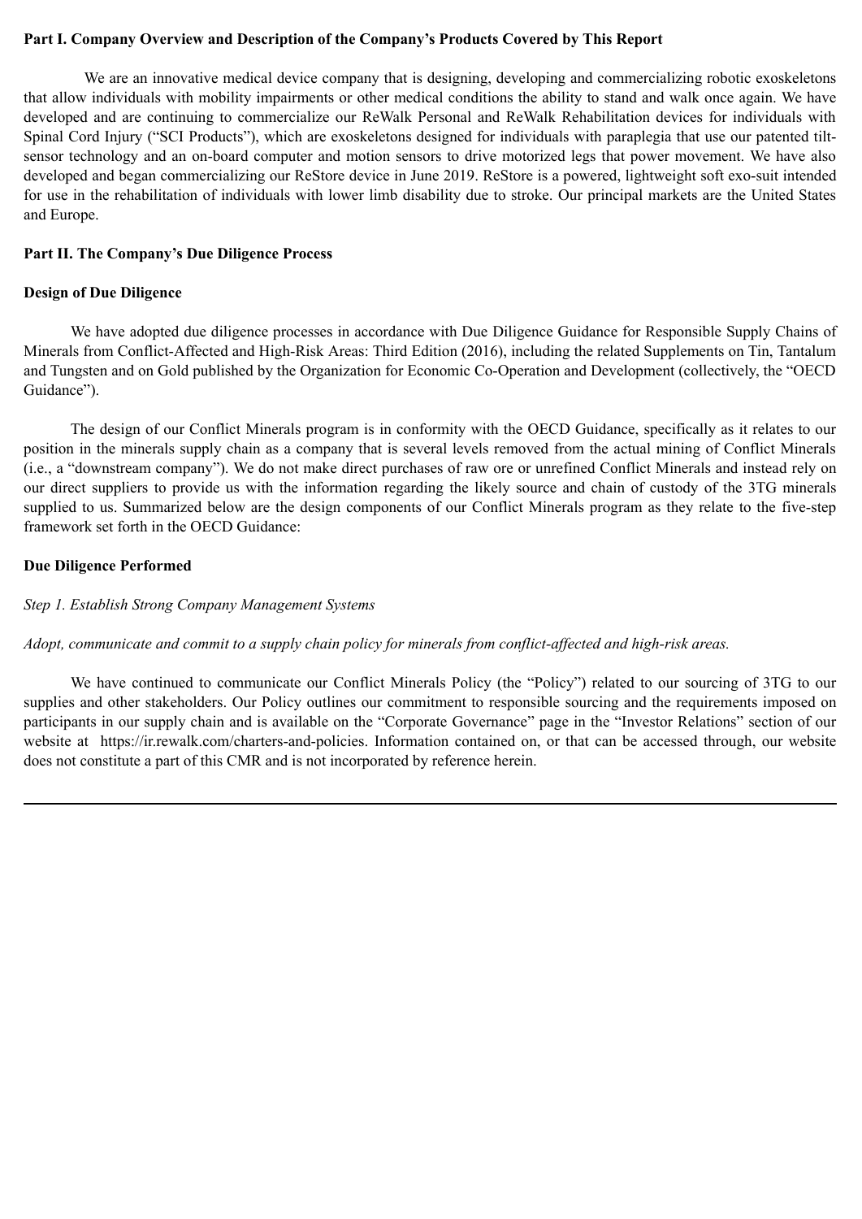**Part I. Company Overview and Description of the Company's Products Covered by This Report**

We are an innovative medical device company that is designing, developing and commercializing robotic exoskeletons that allow individuals with mobility impairments or other medical conditions the ability to stand and walk once again. We have developed and are continuing to commercialize our ReWalk Personal and ReWalk Rehabilitation devices for individuals with Spinal Cord Injury ("SCI Products"), which are exoskeletons designed for individuals with paraplegia that use our patented tilt-sensor technology and an on-board computer and motion sensors to drive motorized legs that power movement. We have also developed and began commercializing our ReStore device in June 2019. ReStore is a powered, lightweight soft exo-suit intended for use in the rehabilitation of individuals with lower limb disability due to stroke. Our principal markets are the United States and Europe.

**Part II. The Company's Due Diligence Process**

**Design of Due Diligence**

We have adopted due diligence processes in accordance with Due Diligence Guidance for Responsible Supply Chains of Minerals from Conflict-Affected and High-Risk Areas: Third Edition (2016), including the related Supplements on Tin, Tantalum and Tungsten and on Gold published by the Organization for Economic Co-Operation and Development (collectively, the "OECD Guidance").

The design of our Conflict Minerals program is in conformity with the OECD Guidance, specifically as it relates to our position in the minerals supply chain as a company that is several levels removed from the actual mining of Conflict Minerals (i.e., a "downstream company"). We do not make direct purchases of raw ore or unrefined Conflict Minerals and instead rely on our direct suppliers to provide us with the information regarding the likely source and chain of custody of the 3TG minerals supplied to us. Summarized below are the design components of our Conflict Minerals program as they relate to the five-step framework set forth in the OECD Guidance:

**Due Diligence Performed**

*Step 1. Establish Strong Company Management Systems*

*Adopt, communicate and commit to a supply chain policy for minerals from conflict-affected and high-risk areas.*

We have continued to communicate our Conflict Minerals Policy (the "Policy") related to our sourcing of 3TG to our supplies and other stakeholders. Our Policy outlines our commitment to responsible sourcing and the requirements imposed on participants in our supply chain and is available on the "Corporate Governance" page in the "Investor Relations" section of our website at https://ir.rewalk.com/charters-and-policies. Information contained on, or that can be accessed through, our website does not constitute a part of this CMR and is not incorporated by reference herein.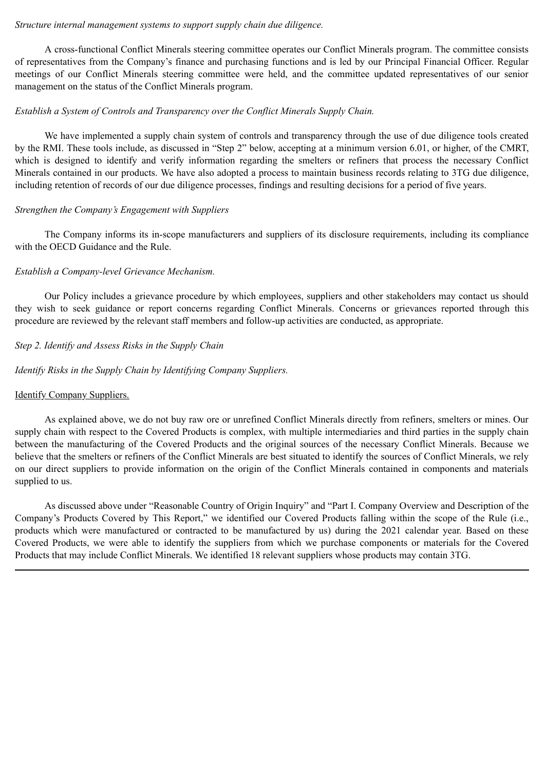*Structure internal management systems to support supply chain due diligence.*

A cross-functional Conflict Minerals steering committee operates our Conflict Minerals program. The committee consists of representatives from the Company's finance and purchasing functions and is led by our Principal Financial Officer. Regular meetings of our Conflict Minerals steering committee were held, and the committee updated representatives of our senior management on the status of the Conflict Minerals program.

*Establish a System of Controls and Transparency over the Conflict Minerals Supply Chain.*

We have implemented a supply chain system of controls and transparency through the use of due diligence tools created by the RMI. These tools include, as discussed in "Step 2" below, accepting at a minimum version 6.01, or higher, of the CMRT, which is designed to identify and verify information regarding the smelters or refiners that process the necessary Conflict Minerals contained in our products. We have also adopted a process to maintain business records relating to 3TG due diligence, including retention of records of our due diligence processes, findings and resulting decisions for a period of five years.

*Strengthen the Company's Engagement with Suppliers*

The Company informs its in-scope manufacturers and suppliers of its disclosure requirements, including its compliance with the OECD Guidance and the Rule.

*Establish a Company-level Grievance Mechanism.*

Our Policy includes a grievance procedure by which employees, suppliers and other stakeholders may contact us should they wish to seek guidance or report concerns regarding Conflict Minerals. Concerns or grievances reported through this procedure are reviewed by the relevant staff members and follow-up activities are conducted, as appropriate.

*Step 2. Identify and Assess Risks in the Supply Chain*

*Identify Risks in the Supply Chain by Identifying Company Suppliers.*

Identify Company Suppliers.

As explained above, we do not buy raw ore or unrefined Conflict Minerals directly from refiners, smelters or mines. Our supply chain with respect to the Covered Products is complex, with multiple intermediaries and third parties in the supply chain between the manufacturing of the Covered Products and the original sources of the necessary Conflict Minerals. Because we believe that the smelters or refiners of the Conflict Minerals are best situated to identify the sources of Conflict Minerals, we rely on our direct suppliers to provide information on the origin of the Conflict Minerals contained in components and materials supplied to us.

As discussed above under "Reasonable Country of Origin Inquiry" and "Part I. Company Overview and Description of the Company's Products Covered by This Report," we identified our Covered Products falling within the scope of the Rule (i.e., products which were manufactured or contracted to be manufactured by us) during the 2021 calendar year. Based on these Covered Products, we were able to identify the suppliers from which we purchase components or materials for the Covered Products that may include Conflict Minerals. We identified 18 relevant suppliers whose products may contain 3TG.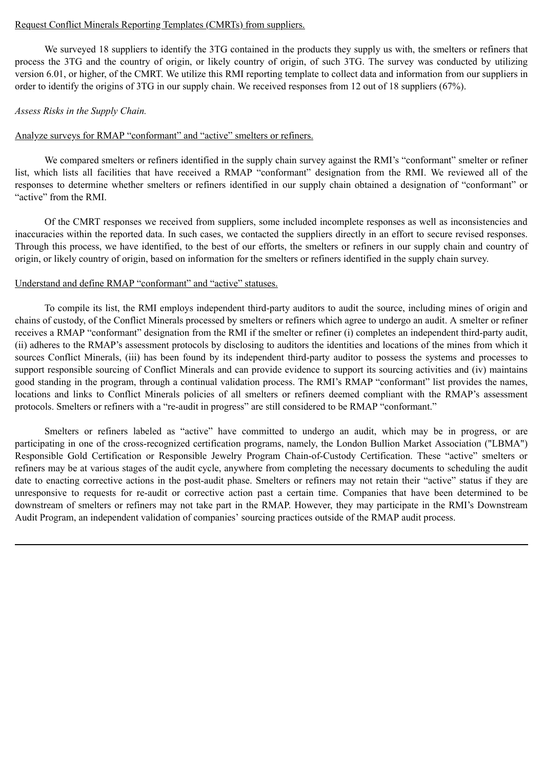Request Conflict Minerals Reporting Templates (CMRTs) from suppliers.

We surveyed 18 suppliers to identify the 3TG contained in the products they supply us with, the smelters or refiners that process the 3TG and the country of origin, or likely country of origin, of such 3TG. The survey was conducted by utilizing version 6.01, or higher, of the CMRT. We utilize this RMI reporting template to collect data and information from our suppliers in order to identify the origins of 3TG in our supply chain. We received responses from 12 out of 18 suppliers (67%).

*Assess Risks in the Supply Chain.*

Analyze surveys for RMAP "conformant" and "active" smelters or refiners.

We compared smelters or refiners identified in the supply chain survey against the RMI's "conformant" smelter or refiner list, which lists all facilities that have received a RMAP "conformant" designation from the RMI. We reviewed all of the responses to determine whether smelters or refiners identified in our supply chain obtained a designation of "conformant" or "active" from the RMI.

Of the CMRT responses we received from suppliers, some included incomplete responses as well as inconsistencies and inaccuracies within the reported data. In such cases, we contacted the suppliers directly in an effort to secure revised responses. Through this process, we have identified, to the best of our efforts, the smelters or refiners in our supply chain and country of origin, or likely country of origin, based on information for the smelters or refiners identified in the supply chain survey.

Understand and define RMAP "conformant" and "active" statuses.

To compile its list, the RMI employs independent third-party auditors to audit the source, including mines of origin and chains of custody, of the Conflict Minerals processed by smelters or refiners which agree to undergo an audit. A smelter or refiner receives a RMAP "conformant" designation from the RMI if the smelter or refiner (i) completes an independent third-party audit, (ii) adheres to the RMAP's assessment protocols by disclosing to auditors the identities and locations of the mines from which it sources Conflict Minerals, (iii) has been found by its independent third-party auditor to possess the systems and processes to support responsible sourcing of Conflict Minerals and can provide evidence to support its sourcing activities and (iv) maintains good standing in the program, through a continual validation process. The RMI's RMAP "conformant" list provides the names, locations and links to Conflict Minerals policies of all smelters or refiners deemed compliant with the RMAP's assessment protocols. Smelters or refiners with a "re-audit in progress" are still considered to be RMAP "conformant."

Smelters or refiners labeled as "active" have committed to undergo an audit, which may be in progress, or are participating in one of the cross-recognized certification programs, namely, the London Bullion Market Association ("LBMA") Responsible Gold Certification or Responsible Jewelry Program Chain-of-Custody Certification. These "active" smelters or refiners may be at various stages of the audit cycle, anywhere from completing the necessary documents to scheduling the audit date to enacting corrective actions in the post-audit phase. Smelters or refiners may not retain their "active" status if they are unresponsive to requests for re-audit or corrective action past a certain time. Companies that have been determined to be downstream of smelters or refiners may not take part in the RMAP. However, they may participate in the RMI's Downstream Audit Program, an independent validation of companies' sourcing practices outside of the RMAP audit process.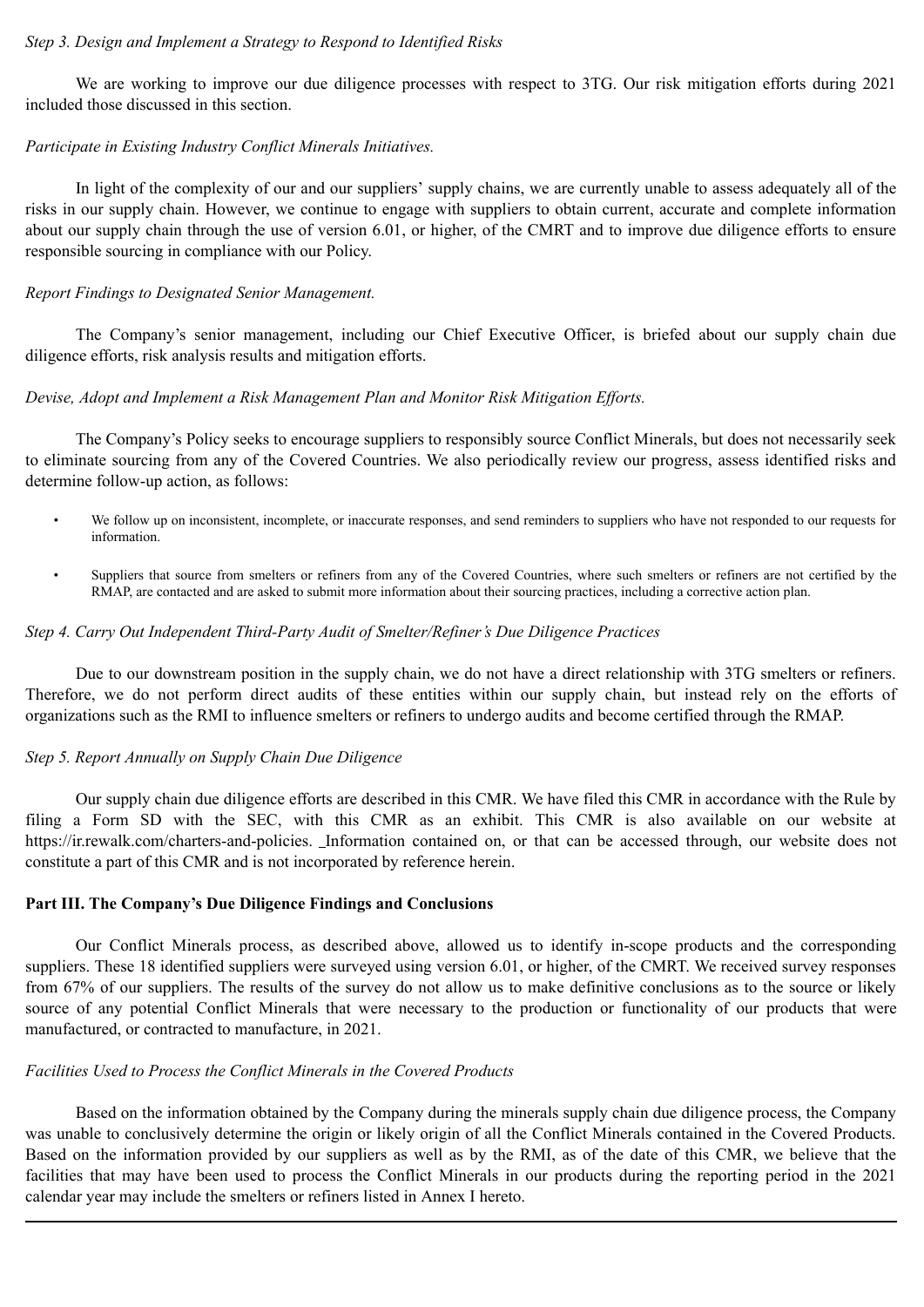*Step 3. Design and Implement a Strategy to Respond to Identified Risks*

We are working to improve our due diligence processes with respect to 3TG. Our risk mitigation efforts during 2021 included those discussed in this section.

*Participate in Existing Industry Conflict Minerals Initiatives.*

In light of the complexity of our and our suppliers' supply chains, we are currently unable to assess adequately all of the risks in our supply chain. However, we continue to engage with suppliers to obtain current, accurate and complete information about our supply chain through the use of version 6.01, or higher, of the CMRT and to improve due diligence efforts to ensure responsible sourcing in compliance with our Policy.

*Report Findings to Designated Senior Management.*

The Company's senior management, including our Chief Executive Officer, is briefed about our supply chain due diligence efforts, risk analysis results and mitigation efforts.

*Devise, Adopt and Implement a Risk Management Plan and Monitor Risk Mitigation Efforts.*

The Company's Policy seeks to encourage suppliers to responsibly source Conflict Minerals, but does not necessarily seek to eliminate sourcing from any of the Covered Countries. We also periodically review our progress, assess identified risks and determine follow-up action, as follows:

- We follow up on inconsistent, incomplete, or inaccurate responses, and send reminders to suppliers who have not responded to our requests for information.
- Suppliers that source from smelters or refiners from any of the Covered Countries, where such smelters or refiners are not certified by the RMAP, are contacted and are asked to submit more information about their sourcing practices, including a corrective action plan.

*Step 4. Carry Out Independent Third-Party Audit of Smelter/Refiner's Due Diligence Practices*

Due to our downstream position in the supply chain, we do not have a direct relationship with 3TG smelters or refiners. Therefore, we do not perform direct audits of these entities within our supply chain, but instead rely on the efforts of organizations such as the RMI to influence smelters or refiners to undergo audits and become certified through the RMAP.

*Step 5. Report Annually on Supply Chain Due Diligence*

Our supply chain due diligence efforts are described in this CMR. We have filed this CMR in accordance with the Rule by filing a Form SD with the SEC, with this CMR as an exhibit. This CMR is also available on our website at https://ir.rewalk.com/charters-and-policies. Information contained on, or that can be accessed through, our website does not constitute a part of this CMR and is not incorporated by reference herein.

**Part III. The Company's Due Diligence Findings and Conclusions**

Our Conflict Minerals process, as described above, allowed us to identify in-scope products and the corresponding suppliers. These 18 identified suppliers were surveyed using version 6.01, or higher, of the CMRT. We received survey responses from 67% of our suppliers. The results of the survey do not allow us to make definitive conclusions as to the source or likely source of any potential Conflict Minerals that were necessary to the production or functionality of our products that were manufactured, or contracted to manufacture, in 2021.

*Facilities Used to Process the Conflict Minerals in the Covered Products*

Based on the information obtained by the Company during the minerals supply chain due diligence process, the Company was unable to conclusively determine the origin or likely origin of all the Conflict Minerals contained in the Covered Products. Based on the information provided by our suppliers as well as by the RMI, as of the date of this CMR, we believe that the facilities that may have been used to process the Conflict Minerals in our products during the reporting period in the 2021 calendar year may include the smelters or refiners listed in Annex I hereto.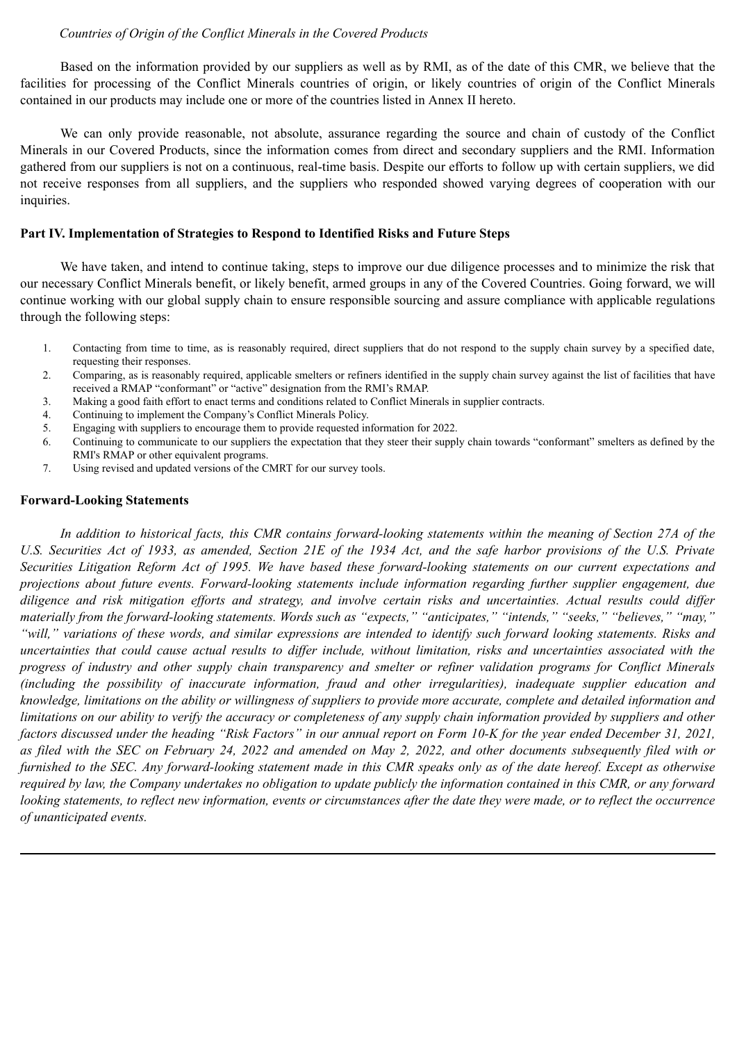*Countries of Origin of the Conflict Minerals in the Covered Products*

Based on the information provided by our suppliers as well as by RMI, as of the date of this CMR, we believe that the facilities for processing of the Conflict Minerals countries of origin, or likely countries of origin of the Conflict Minerals contained in our products may include one or more of the countries listed in Annex II hereto.

We can only provide reasonable, not absolute, assurance regarding the source and chain of custody of the Conflict Minerals in our Covered Products, since the information comes from direct and secondary suppliers and the RMI. Information gathered from our suppliers is not on a continuous, real-time basis. Despite our efforts to follow up with certain suppliers, we did not receive responses from all suppliers, and the suppliers who responded showed varying degrees of cooperation with our inquiries.

**Part IV. Implementation of Strategies to Respond to Identified Risks and Future Steps**

We have taken, and intend to continue taking, steps to improve our due diligence processes and to minimize the risk that our necessary Conflict Minerals benefit, or likely benefit, armed groups in any of the Covered Countries. Going forward, we will continue working with our global supply chain to ensure responsible sourcing and assure compliance with applicable regulations through the following steps:

1. Contacting from time to time, as is reasonably required, direct suppliers that do not respond to the supply chain survey by a specified date, requesting their responses.
2. Comparing, as is reasonably required, applicable smelters or refiners identified in the supply chain survey against the list of facilities that have received a RMAP "conformant" or "active" designation from the RMI's RMAP.
3. Making a good faith effort to enact terms and conditions related to Conflict Minerals in supplier contracts.
4. Continuing to implement the Company's Conflict Minerals Policy.
5. Engaging with suppliers to encourage them to provide requested information for 2022.
6. Continuing to communicate to our suppliers the expectation that they steer their supply chain towards "conformant" smelters as defined by the RMI's RMAP or other equivalent programs.
7. Using revised and updated versions of the CMRT for our survey tools.

**Forward-Looking Statements**

*In addition to historical facts, this CMR contains forward-looking statements within the meaning of Section 27A of the U.S. Securities Act of 1933, as amended, Section 21E of the 1934 Act, and the safe harbor provisions of the U.S. Private Securities Litigation Reform Act of 1995. We have based these forward-looking statements on our current expectations and projections about future events. Forward-looking statements include information regarding further supplier engagement, due diligence and risk mitigation efforts and strategy, and involve certain risks and uncertainties. Actual results could differ materially from the forward-looking statements. Words such as "expects," "anticipates," "intends," "seeks," "believes," "may," "will," variations of these words, and similar expressions are intended to identify such forward looking statements. Risks and uncertainties that could cause actual results to differ include, without limitation, risks and uncertainties associated with the progress of industry and other supply chain transparency and smelter or refiner validation programs for Conflict Minerals (including the possibility of inaccurate information, fraud and other irregularities), inadequate supplier education and knowledge, limitations on the ability or willingness of suppliers to provide more accurate, complete and detailed information and limitations on our ability to verify the accuracy or completeness of any supply chain information provided by suppliers and other factors discussed under the heading "Risk Factors" in our annual report on Form 10-K for the year ended December 31, 2021, as filed with the SEC on February 24, 2022 and amended on May 2, 2022, and other documents subsequently filed with or furnished to the SEC. Any forward-looking statement made in this CMR speaks only as of the date hereof. Except as otherwise required by law, the Company undertakes no obligation to update publicly the information contained in this CMR, or any forward looking statements, to reflect new information, events or circumstances after the date they were made, or to reflect the occurrence of unanticipated events.*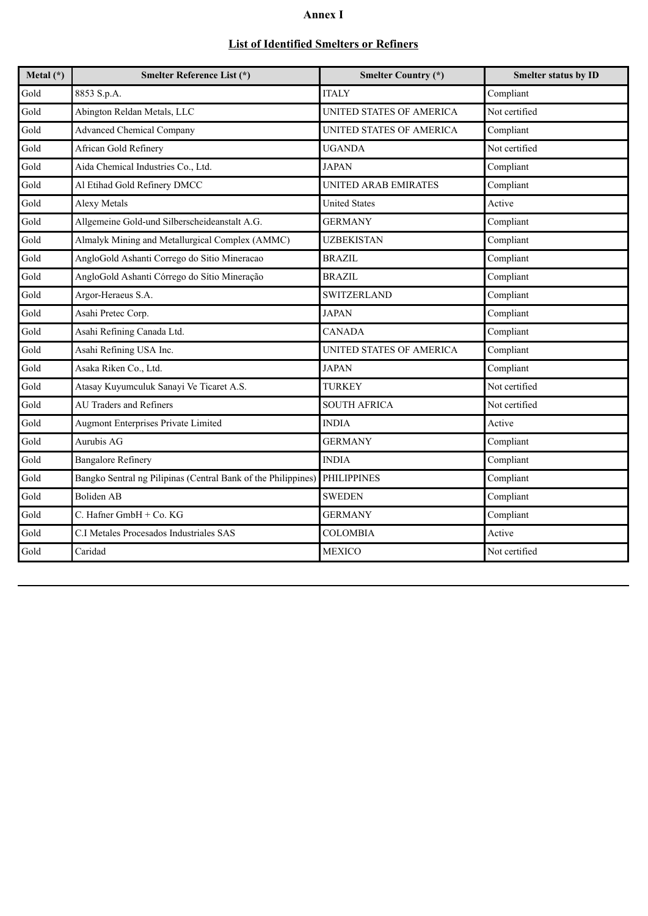**Annex I**

**List of Identified Smelters or Refiners**

| Metal (*) | Smelter Reference List (*) | Smelter Country (*) | Smelter status by ID |
|---|---|---|---|
| Gold | 8853 S.p.A. | ITALY | Compliant |
| Gold | Abington Reldan Metals, LLC | UNITED STATES OF AMERICA | Not certified |
| Gold | Advanced Chemical Company | UNITED STATES OF AMERICA | Compliant |
| Gold | African Gold Refinery | UGANDA | Not certified |
| Gold | Aida Chemical Industries Co., Ltd. | JAPAN | Compliant |
| Gold | Al Etihad Gold Refinery DMCC | UNITED ARAB EMIRATES | Compliant |
| Gold | Alexy Metals | United States | Active |
| Gold | Allgemeine Gold-und Silberscheideanstalt A.G. | GERMANY | Compliant |
| Gold | Almalyk Mining and Metallurgical Complex (AMMC) | UZBEKISTAN | Compliant |
| Gold | AngloGold Ashanti Corrego do Sitio Mineracao | BRAZIL | Compliant |
| Gold | AngloGold Ashanti Córrego do Sítio Mineração | BRAZIL | Compliant |
| Gold | Argor-Heraeus S.A. | SWITZERLAND | Compliant |
| Gold | Asahi Pretec Corp. | JAPAN | Compliant |
| Gold | Asahi Refining Canada Ltd. | CANADA | Compliant |
| Gold | Asahi Refining USA Inc. | UNITED STATES OF AMERICA | Compliant |
| Gold | Asaka Riken Co., Ltd. | JAPAN | Compliant |
| Gold | Atasay Kuyumculuk Sanayi Ve Ticaret A.S. | TURKEY | Not certified |
| Gold | AU Traders and Refiners | SOUTH AFRICA | Not certified |
| Gold | Augmont Enterprises Private Limited | INDIA | Active |
| Gold | Aurubis AG | GERMANY | Compliant |
| Gold | Bangalore Refinery | INDIA | Compliant |
| Gold | Bangko Sentral ng Pilipinas (Central Bank of the Philippines) | PHILIPPINES | Compliant |
| Gold | Boliden AB | SWEDEN | Compliant |
| Gold | C. Hafner GmbH + Co. KG | GERMANY | Compliant |
| Gold | C.I Metales Procesados Industriales SAS | COLOMBIA | Active |
| Gold | Caridad | MEXICO | Not certified |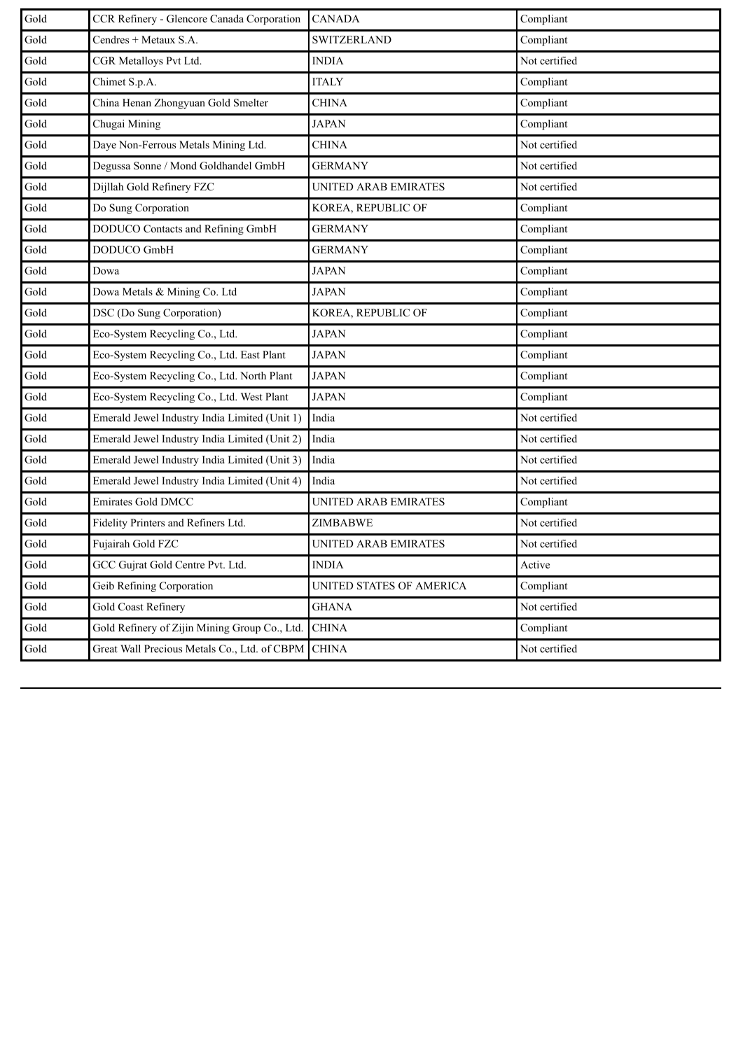| Gold | CCR Refinery - Glencore Canada Corporation | CANADA | Compliant |
|---|---|---|---|
| Gold | Cendres + Metaux S.A. | SWITZERLAND | Compliant |
| Gold | CGR Metalloys Pvt Ltd. | INDIA | Not certified |
| Gold | Chimet S.p.A. | ITALY | Compliant |
| Gold | China Henan Zhongyuan Gold Smelter | CHINA | Compliant |
| Gold | Chugai Mining | JAPAN | Compliant |
| Gold | Daye Non-Ferrous Metals Mining Ltd. | CHINA | Not certified |
| Gold | Degussa Sonne / Mond Goldhandel GmbH | GERMANY | Not certified |
| Gold | Dijllah Gold Refinery FZC | UNITED ARAB EMIRATES | Not certified |
| Gold | Do Sung Corporation | KOREA, REPUBLIC OF | Compliant |
| Gold | DODUCO Contacts and Refining GmbH | GERMANY | Compliant |
| Gold | DODUCO GmbH | GERMANY | Compliant |
| Gold | Dowa | JAPAN | Compliant |
| Gold | Dowa Metals & Mining Co. Ltd | JAPAN | Compliant |
| Gold | DSC (Do Sung Corporation) | KOREA, REPUBLIC OF | Compliant |
| Gold | Eco-System Recycling Co., Ltd. | JAPAN | Compliant |
| Gold | Eco-System Recycling Co., Ltd. East Plant | JAPAN | Compliant |
| Gold | Eco-System Recycling Co., Ltd. North Plant | JAPAN | Compliant |
| Gold | Eco-System Recycling Co., Ltd. West Plant | JAPAN | Compliant |
| Gold | Emerald Jewel Industry India Limited (Unit 1) | India | Not certified |
| Gold | Emerald Jewel Industry India Limited (Unit 2) | India | Not certified |
| Gold | Emerald Jewel Industry India Limited (Unit 3) | India | Not certified |
| Gold | Emerald Jewel Industry India Limited (Unit 4) | India | Not certified |
| Gold | Emirates Gold DMCC | UNITED ARAB EMIRATES | Compliant |
| Gold | Fidelity Printers and Refiners Ltd. | ZIMBABWE | Not certified |
| Gold | Fujairah Gold FZC | UNITED ARAB EMIRATES | Not certified |
| Gold | GCC Gujrat Gold Centre Pvt. Ltd. | INDIA | Active |
| Gold | Geib Refining Corporation | UNITED STATES OF AMERICA | Compliant |
| Gold | Gold Coast Refinery | GHANA | Not certified |
| Gold | Gold Refinery of Zijin Mining Group Co., Ltd. | CHINA | Compliant |
| Gold | Great Wall Precious Metals Co., Ltd. of CBPM | CHINA | Not certified |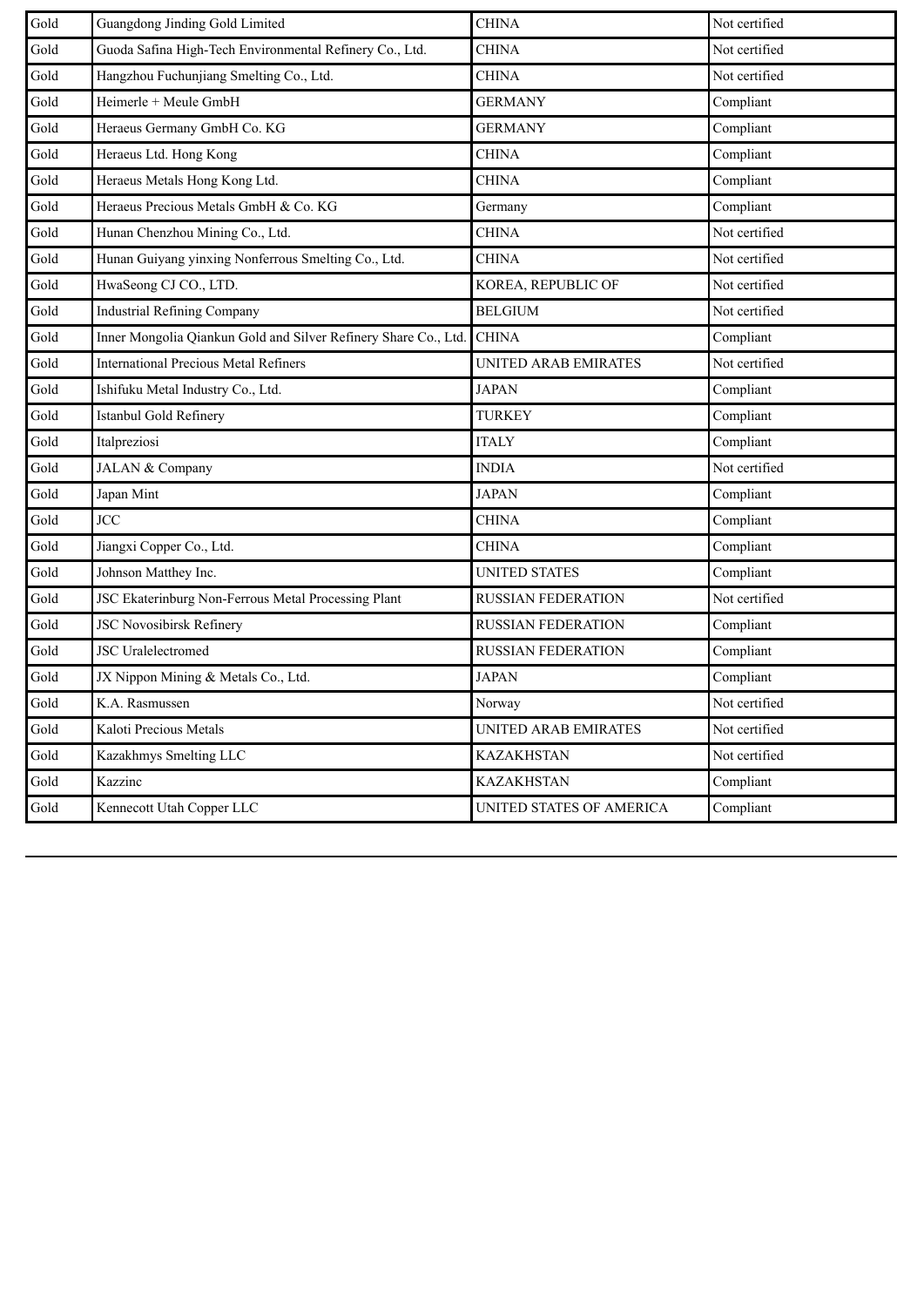| Gold | Guangdong Jinding Gold Limited | CHINA | Not certified |
|---|---|---|---|
| Gold | Guoda Safina High-Tech Environmental Refinery Co., Ltd. | CHINA | Not certified |
| Gold | Hangzhou Fuchunjiang Smelting Co., Ltd. | CHINA | Not certified |
| Gold | Heimerle + Meule GmbH | GERMANY | Compliant |
| Gold | Heraeus Germany GmbH Co. KG | GERMANY | Compliant |
| Gold | Heraeus Ltd. Hong Kong | CHINA | Compliant |
| Gold | Heraeus Metals Hong Kong Ltd. | CHINA | Compliant |
| Gold | Heraeus Precious Metals GmbH & Co. KG | Germany | Compliant |
| Gold | Hunan Chenzhou Mining Co., Ltd. | CHINA | Not certified |
| Gold | Hunan Guiyang yinxing Nonferrous Smelting Co., Ltd. | CHINA | Not certified |
| Gold | HwaSeong CJ CO., LTD. | KOREA, REPUBLIC OF | Not certified |
| Gold | Industrial Refining Company | BELGIUM | Not certified |
| Gold | Inner Mongolia Qiankun Gold and Silver Refinery Share Co., Ltd. | CHINA | Compliant |
| Gold | International Precious Metal Refiners | UNITED ARAB EMIRATES | Not certified |
| Gold | Ishifuku Metal Industry Co., Ltd. | JAPAN | Compliant |
| Gold | Istanbul Gold Refinery | TURKEY | Compliant |
| Gold | Italpreziosi | ITALY | Compliant |
| Gold | JALAN & Company | INDIA | Not certified |
| Gold | Japan Mint | JAPAN | Compliant |
| Gold | JCC | CHINA | Compliant |
| Gold | Jiangxi Copper Co., Ltd. | CHINA | Compliant |
| Gold | Johnson Matthey Inc. | UNITED STATES | Compliant |
| Gold | JSC Ekaterinburg Non-Ferrous Metal Processing Plant | RUSSIAN FEDERATION | Not certified |
| Gold | JSC Novosibirsk Refinery | RUSSIAN FEDERATION | Compliant |
| Gold | JSC Uralelectromed | RUSSIAN FEDERATION | Compliant |
| Gold | JX Nippon Mining & Metals Co., Ltd. | JAPAN | Compliant |
| Gold | K.A. Rasmussen | Norway | Not certified |
| Gold | Kaloti Precious Metals | UNITED ARAB EMIRATES | Not certified |
| Gold | Kazakhmys Smelting LLC | KAZAKHSTAN | Not certified |
| Gold | Kazzinc | KAZAKHSTAN | Compliant |
| Gold | Kennecott Utah Copper LLC | UNITED STATES OF AMERICA | Compliant |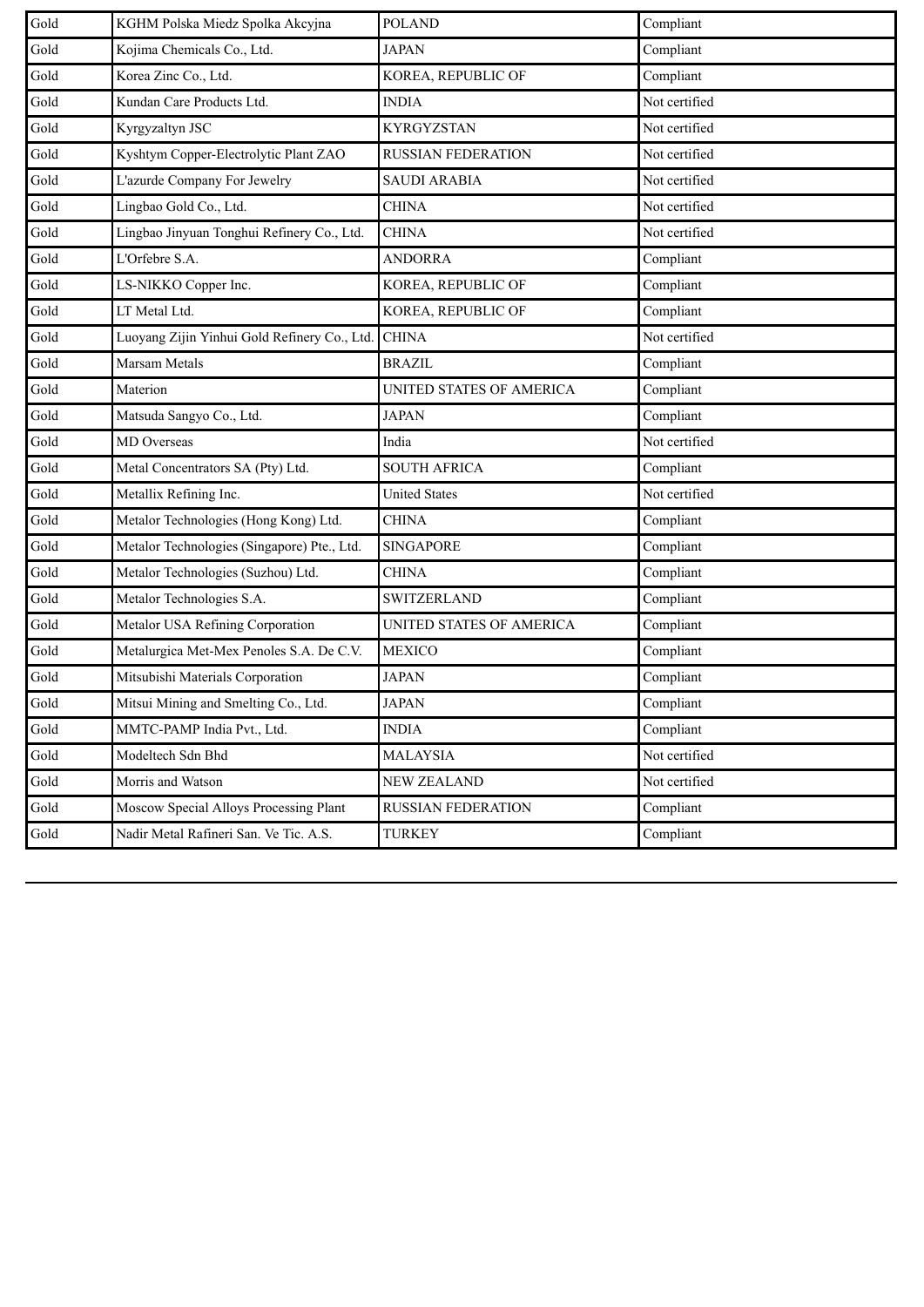| | | | |
|---|---|---|---|
| Gold | KGHM Polska Miedz Spolka Akcyjna | POLAND | Compliant |
| Gold | Kojima Chemicals Co., Ltd. | JAPAN | Compliant |
| Gold | Korea Zinc Co., Ltd. | KOREA, REPUBLIC OF | Compliant |
| Gold | Kundan Care Products Ltd. | INDIA | Not certified |
| Gold | Kyrgyzaltyn JSC | KYRGYZSTAN | Not certified |
| Gold | Kyshtym Copper-Electrolytic Plant ZAO | RUSSIAN FEDERATION | Not certified |
| Gold | L'azurde Company For Jewelry | SAUDI ARABIA | Not certified |
| Gold | Lingbao Gold Co., Ltd. | CHINA | Not certified |
| Gold | Lingbao Jinyuan Tonghui Refinery Co., Ltd. | CHINA | Not certified |
| Gold | L'Orfebre S.A. | ANDORRA | Compliant |
| Gold | LS-NIKKO Copper Inc. | KOREA, REPUBLIC OF | Compliant |
| Gold | LT Metal Ltd. | KOREA, REPUBLIC OF | Compliant |
| Gold | Luoyang Zijin Yinhui Gold Refinery Co., Ltd. | CHINA | Not certified |
| Gold | Marsam Metals | BRAZIL | Compliant |
| Gold | Materion | UNITED STATES OF AMERICA | Compliant |
| Gold | Matsuda Sangyo Co., Ltd. | JAPAN | Compliant |
| Gold | MD Overseas | India | Not certified |
| Gold | Metal Concentrators SA (Pty) Ltd. | SOUTH AFRICA | Compliant |
| Gold | Metallix Refining Inc. | United States | Not certified |
| Gold | Metalor Technologies (Hong Kong) Ltd. | CHINA | Compliant |
| Gold | Metalor Technologies (Singapore) Pte., Ltd. | SINGAPORE | Compliant |
| Gold | Metalor Technologies (Suzhou) Ltd. | CHINA | Compliant |
| Gold | Metalor Technologies S.A. | SWITZERLAND | Compliant |
| Gold | Metalor USA Refining Corporation | UNITED STATES OF AMERICA | Compliant |
| Gold | Metalurgica Met-Mex Penoles S.A. De C.V. | MEXICO | Compliant |
| Gold | Mitsubishi Materials Corporation | JAPAN | Compliant |
| Gold | Mitsui Mining and Smelting Co., Ltd. | JAPAN | Compliant |
| Gold | MMTC-PAMP India Pvt., Ltd. | INDIA | Compliant |
| Gold | Modeltech Sdn Bhd | MALAYSIA | Not certified |
| Gold | Morris and Watson | NEW ZEALAND | Not certified |
| Gold | Moscow Special Alloys Processing Plant | RUSSIAN FEDERATION | Compliant |
| Gold | Nadir Metal Rafineri San. Ve Tic. A.S. | TURKEY | Compliant |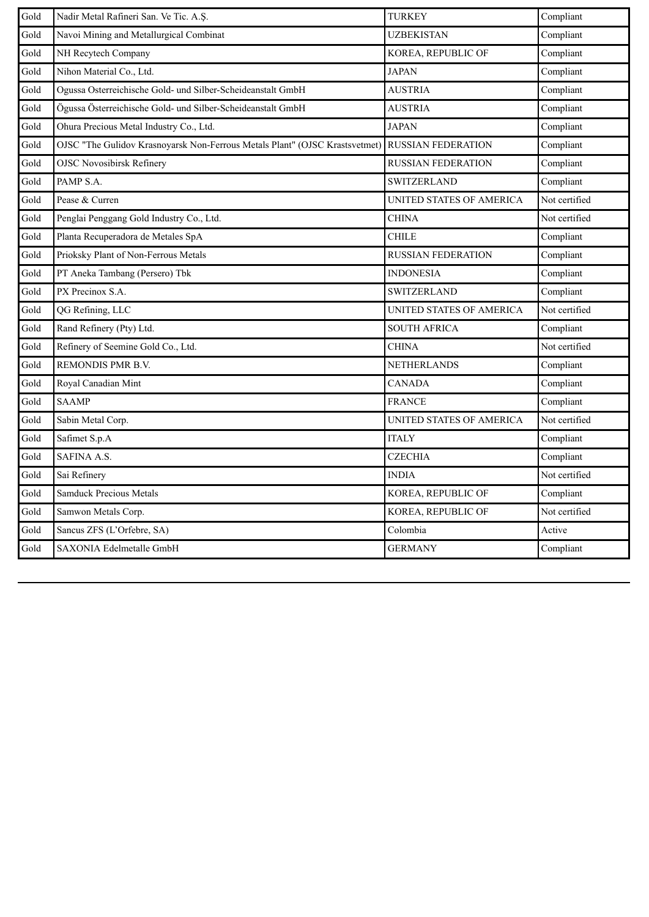| | | | |
|---|---|---|---|
| Gold | Nadir Metal Rafineri San. Ve Tic. A.Ş. | TURKEY | Compliant |
| Gold | Navoi Mining and Metallurgical Combinat | UZBEKISTAN | Compliant |
| Gold | NH Recytech Company | KOREA, REPUBLIC OF | Compliant |
| Gold | Nihon Material Co., Ltd. | JAPAN | Compliant |
| Gold | Ogussa Osterreichische Gold- und Silber-Scheideanstalt GmbH | AUSTRIA | Compliant |
| Gold | Ögussa Österreichische Gold- und Silber-Scheideanstalt GmbH | AUSTRIA | Compliant |
| Gold | Ohura Precious Metal Industry Co., Ltd. | JAPAN | Compliant |
| Gold | OJSC "The Gulidov Krasnoyarsk Non-Ferrous Metals Plant" (OJSC Krastsvetmet) | RUSSIAN FEDERATION | Compliant |
| Gold | OJSC Novosibirsk Refinery | RUSSIAN FEDERATION | Compliant |
| Gold | PAMP S.A. | SWITZERLAND | Compliant |
| Gold | Pease & Curren | UNITED STATES OF AMERICA | Not certified |
| Gold | Penglai Penggang Gold Industry Co., Ltd. | CHINA | Not certified |
| Gold | Planta Recuperadora de Metales SpA | CHILE | Compliant |
| Gold | Prioksky Plant of Non-Ferrous Metals | RUSSIAN FEDERATION | Compliant |
| Gold | PT Aneka Tambang (Persero) Tbk | INDONESIA | Compliant |
| Gold | PX Precinox S.A. | SWITZERLAND | Compliant |
| Gold | QG Refining, LLC | UNITED STATES OF AMERICA | Not certified |
| Gold | Rand Refinery (Pty) Ltd. | SOUTH AFRICA | Compliant |
| Gold | Refinery of Seemine Gold Co., Ltd. | CHINA | Not certified |
| Gold | REMONDIS PMR B.V. | NETHERLANDS | Compliant |
| Gold | Royal Canadian Mint | CANADA | Compliant |
| Gold | SAAMP | FRANCE | Compliant |
| Gold | Sabin Metal Corp. | UNITED STATES OF AMERICA | Not certified |
| Gold | Safimet S.p.A | ITALY | Compliant |
| Gold | SAFINA A.S. | CZECHIA | Compliant |
| Gold | Sai Refinery | INDIA | Not certified |
| Gold | Samduck Precious Metals | KOREA, REPUBLIC OF | Compliant |
| Gold | Samwon Metals Corp. | KOREA, REPUBLIC OF | Not certified |
| Gold | Sancus ZFS (L'Orfebre, SA) | Colombia | Active |
| Gold | SAXONIA Edelmetalle GmbH | GERMANY | Compliant |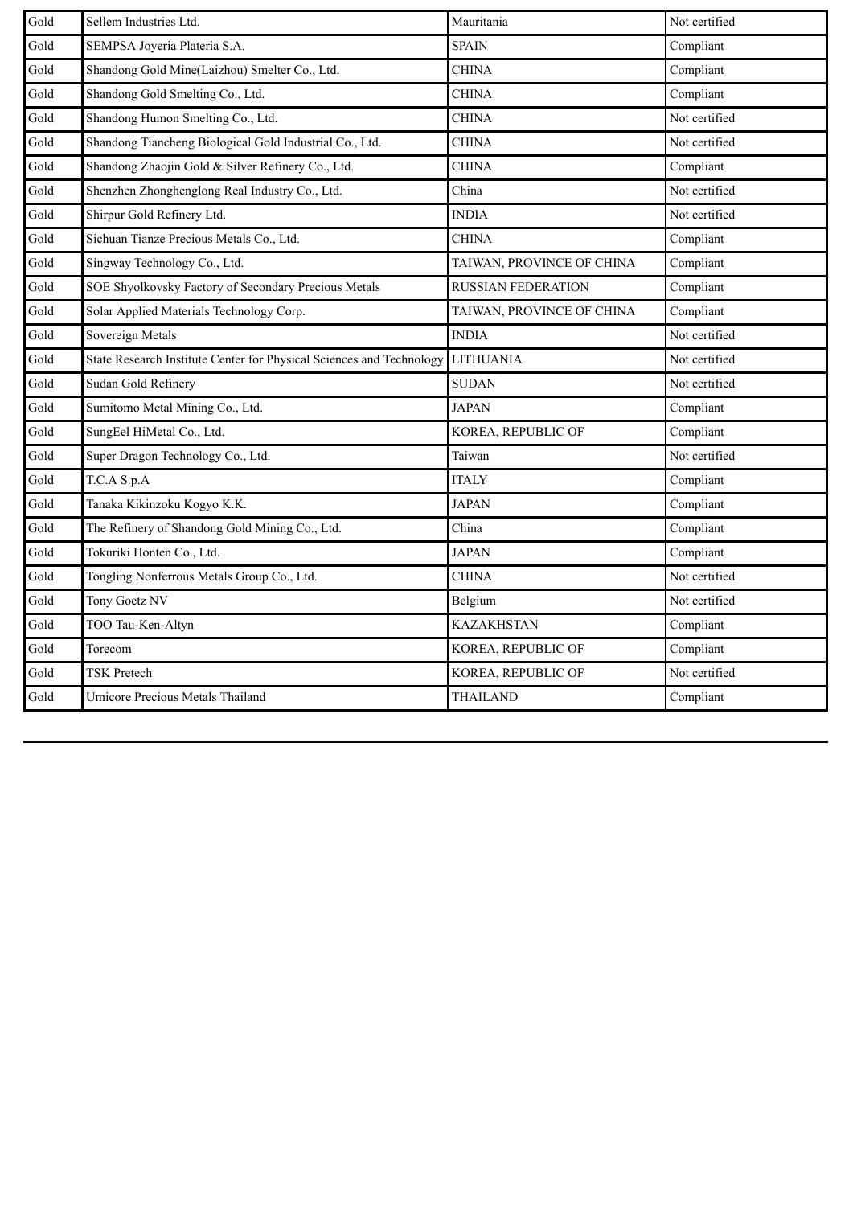| Gold | Sellem Industries Ltd. | Mauritania | Not certified |
|---|---|---|---|
| Gold | SEMPSA Joyeria Plateria S.A. | SPAIN | Compliant |
| Gold | Shandong Gold Mine(Laizhou) Smelter Co., Ltd. | CHINA | Compliant |
| Gold | Shandong Gold Smelting Co., Ltd. | CHINA | Compliant |
| Gold | Shandong Humon Smelting Co., Ltd. | CHINA | Not certified |
| Gold | Shandong Tiancheng Biological Gold Industrial Co., Ltd. | CHINA | Not certified |
| Gold | Shandong Zhaojin Gold & Silver Refinery Co., Ltd. | CHINA | Compliant |
| Gold | Shenzhen Zhonghenglong Real Industry Co., Ltd. | China | Not certified |
| Gold | Shirpur Gold Refinery Ltd. | INDIA | Not certified |
| Gold | Sichuan Tianze Precious Metals Co., Ltd. | CHINA | Compliant |
| Gold | Singway Technology Co., Ltd. | TAIWAN, PROVINCE OF CHINA | Compliant |
| Gold | SOE Shyolkovsky Factory of Secondary Precious Metals | RUSSIAN FEDERATION | Compliant |
| Gold | Solar Applied Materials Technology Corp. | TAIWAN, PROVINCE OF CHINA | Compliant |
| Gold | Sovereign Metals | INDIA | Not certified |
| Gold | State Research Institute Center for Physical Sciences and Technology | LITHUANIA | Not certified |
| Gold | Sudan Gold Refinery | SUDAN | Not certified |
| Gold | Sumitomo Metal Mining Co., Ltd. | JAPAN | Compliant |
| Gold | SungEel HiMetal Co., Ltd. | KOREA, REPUBLIC OF | Compliant |
| Gold | Super Dragon Technology Co., Ltd. | Taiwan | Not certified |
| Gold | T.C.A S.p.A | ITALY | Compliant |
| Gold | Tanaka Kikinzoku Kogyo K.K. | JAPAN | Compliant |
| Gold | The Refinery of Shandong Gold Mining Co., Ltd. | China | Compliant |
| Gold | Tokuriki Honten Co., Ltd. | JAPAN | Compliant |
| Gold | Tongling Nonferrous Metals Group Co., Ltd. | CHINA | Not certified |
| Gold | Tony Goetz NV | Belgium | Not certified |
| Gold | TOO Tau-Ken-Altyn | KAZAKHSTAN | Compliant |
| Gold | Torecom | KOREA, REPUBLIC OF | Compliant |
| Gold | TSK Pretech | KOREA, REPUBLIC OF | Not certified |
| Gold | Umicore Precious Metals Thailand | THAILAND | Compliant |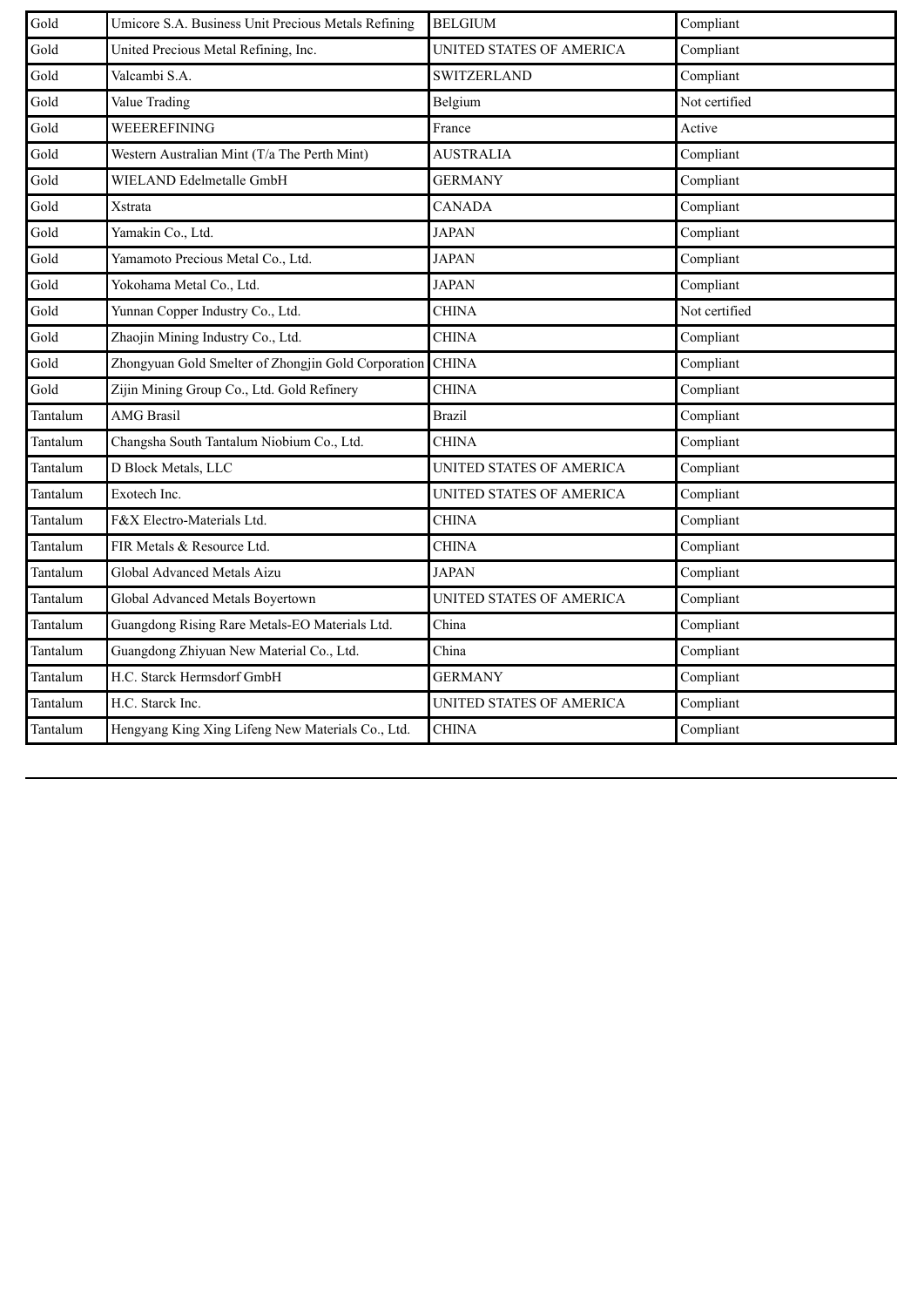| Gold | Umicore S.A. Business Unit Precious Metals Refining | BELGIUM | Compliant |
|---|---|---|---|
| Gold | United Precious Metal Refining, Inc. | UNITED STATES OF AMERICA | Compliant |
| Gold | Valcambi S.A. | SWITZERLAND | Compliant |
| Gold | Value Trading | Belgium | Not certified |
| Gold | WEEEREFINING | France | Active |
| Gold | Western Australian Mint (T/a The Perth Mint) | AUSTRALIA | Compliant |
| Gold | WIELAND Edelmetalle GmbH | GERMANY | Compliant |
| Gold | Xstrata | CANADA | Compliant |
| Gold | Yamakin Co., Ltd. | JAPAN | Compliant |
| Gold | Yamamoto Precious Metal Co., Ltd. | JAPAN | Compliant |
| Gold | Yokohama Metal Co., Ltd. | JAPAN | Compliant |
| Gold | Yunnan Copper Industry Co., Ltd. | CHINA | Not certified |
| Gold | Zhaojin Mining Industry Co., Ltd. | CHINA | Compliant |
| Gold | Zhongyuan Gold Smelter of Zhongjin Gold Corporation | CHINA | Compliant |
| Gold | Zijin Mining Group Co., Ltd. Gold Refinery | CHINA | Compliant |
| Tantalum | AMG Brasil | Brazil | Compliant |
| Tantalum | Changsha South Tantalum Niobium Co., Ltd. | CHINA | Compliant |
| Tantalum | D Block Metals, LLC | UNITED STATES OF AMERICA | Compliant |
| Tantalum | Exotech Inc. | UNITED STATES OF AMERICA | Compliant |
| Tantalum | F&X Electro-Materials Ltd. | CHINA | Compliant |
| Tantalum | FIR Metals & Resource Ltd. | CHINA | Compliant |
| Tantalum | Global Advanced Metals Aizu | JAPAN | Compliant |
| Tantalum | Global Advanced Metals Boyertown | UNITED STATES OF AMERICA | Compliant |
| Tantalum | Guangdong Rising Rare Metals-EO Materials Ltd. | China | Compliant |
| Tantalum | Guangdong Zhiyuan New Material Co., Ltd. | China | Compliant |
| Tantalum | H.C. Starck Hermsdorf GmbH | GERMANY | Compliant |
| Tantalum | H.C. Starck Inc. | UNITED STATES OF AMERICA | Compliant |
| Tantalum | Hengyang King Xing Lifeng New Materials Co., Ltd. | CHINA | Compliant |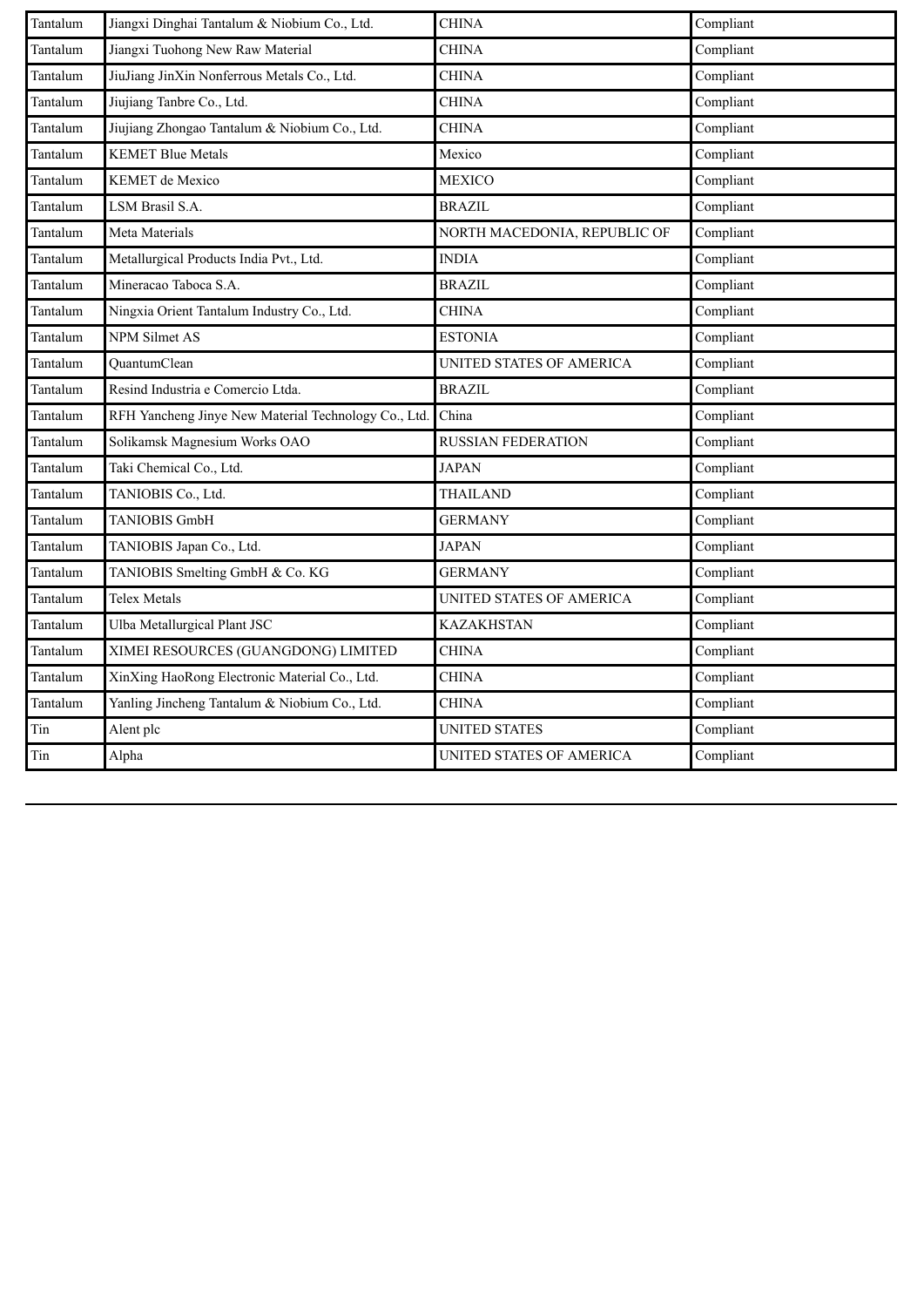| | | | |
|---|---|---|---|
| Tantalum | Jiangxi Dinghai Tantalum & Niobium Co., Ltd. | CHINA | Compliant |
| Tantalum | Jiangxi Tuohong New Raw Material | CHINA | Compliant |
| Tantalum | JiuJiang JinXin Nonferrous Metals Co., Ltd. | CHINA | Compliant |
| Tantalum | Jiujiang Tanbre Co., Ltd. | CHINA | Compliant |
| Tantalum | Jiujiang Zhongao Tantalum & Niobium Co., Ltd. | CHINA | Compliant |
| Tantalum | KEMET Blue Metals | Mexico | Compliant |
| Tantalum | KEMET de Mexico | MEXICO | Compliant |
| Tantalum | LSM Brasil S.A. | BRAZIL | Compliant |
| Tantalum | Meta Materials | NORTH MACEDONIA, REPUBLIC OF | Compliant |
| Tantalum | Metallurgical Products India Pvt., Ltd. | INDIA | Compliant |
| Tantalum | Mineracao Taboca S.A. | BRAZIL | Compliant |
| Tantalum | Ningxia Orient Tantalum Industry Co., Ltd. | CHINA | Compliant |
| Tantalum | NPM Silmet AS | ESTONIA | Compliant |
| Tantalum | QuantumClean | UNITED STATES OF AMERICA | Compliant |
| Tantalum | Resind Industria e Comercio Ltda. | BRAZIL | Compliant |
| Tantalum | RFH Yancheng Jinye New Material Technology Co., Ltd. | China | Compliant |
| Tantalum | Solikamsk Magnesium Works OAO | RUSSIAN FEDERATION | Compliant |
| Tantalum | Taki Chemical Co., Ltd. | JAPAN | Compliant |
| Tantalum | TANIOBIS Co., Ltd. | THAILAND | Compliant |
| Tantalum | TANIOBIS GmbH | GERMANY | Compliant |
| Tantalum | TANIOBIS Japan Co., Ltd. | JAPAN | Compliant |
| Tantalum | TANIOBIS Smelting GmbH & Co. KG | GERMANY | Compliant |
| Tantalum | Telex Metals | UNITED STATES OF AMERICA | Compliant |
| Tantalum | Ulba Metallurgical Plant JSC | KAZAKHSTAN | Compliant |
| Tantalum | XIMEI RESOURCES (GUANGDONG) LIMITED | CHINA | Compliant |
| Tantalum | XinXing HaoRong Electronic Material Co., Ltd. | CHINA | Compliant |
| Tantalum | Yanling Jincheng Tantalum & Niobium Co., Ltd. | CHINA | Compliant |
| Tin | Alent plc | UNITED STATES | Compliant |
| Tin | Alpha | UNITED STATES OF AMERICA | Compliant |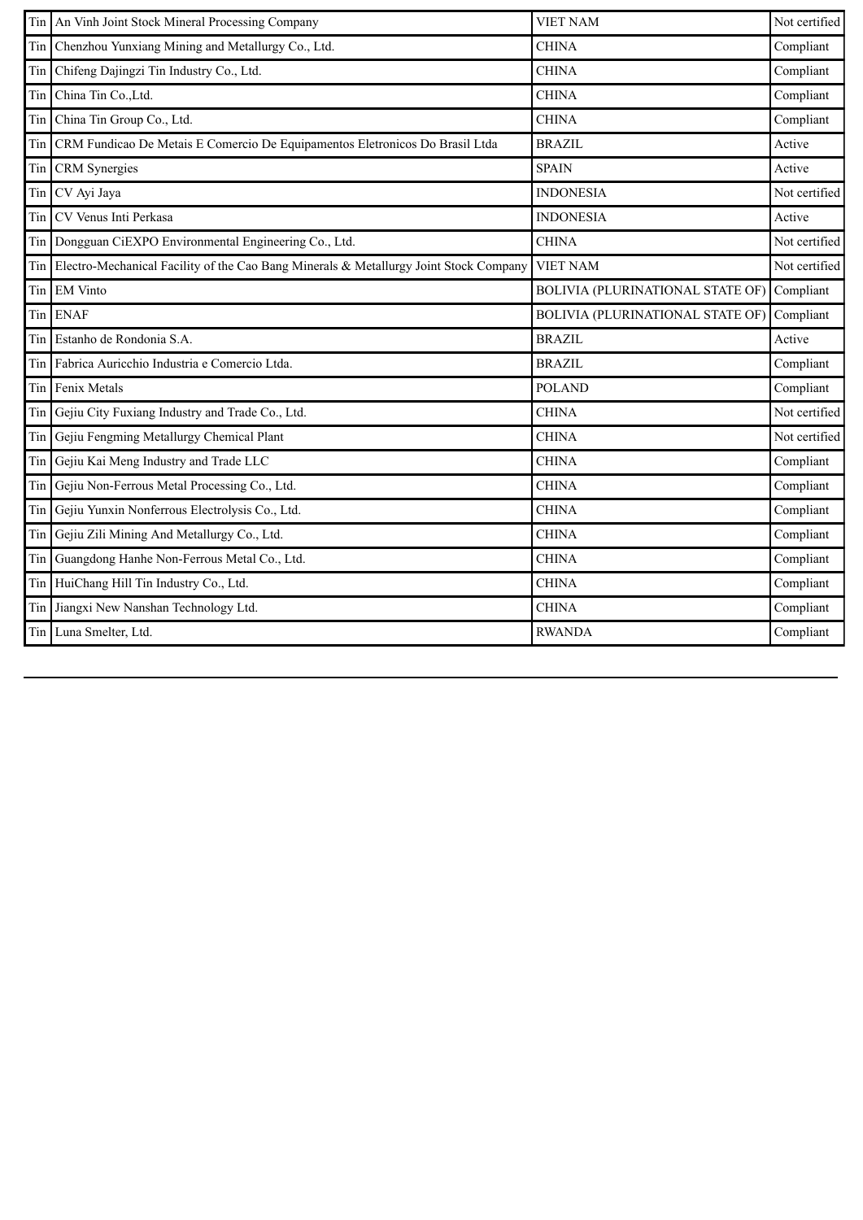| Tin | An Vinh Joint Stock Mineral Processing Company | VIET NAM | Not certified |
|---|---|---|---|
| Tin | Chenzhou Yunxiang Mining and Metallurgy Co., Ltd. | CHINA | Compliant |
| Tin | Chifeng Dajingzi Tin Industry Co., Ltd. | CHINA | Compliant |
| Tin | China Tin Co.,Ltd. | CHINA | Compliant |
| Tin | China Tin Group Co., Ltd. | CHINA | Compliant |
| Tin | CRM Fundicao De Metais E Comercio De Equipamentos Eletronicos Do Brasil Ltda | BRAZIL | Active |
| Tin | CRM Synergies | SPAIN | Active |
| Tin | CV Ayi Jaya | INDONESIA | Not certified |
| Tin | CV Venus Inti Perkasa | INDONESIA | Active |
| Tin | Dongguan CiEXPO Environmental Engineering Co., Ltd. | CHINA | Not certified |
| Tin | Electro-Mechanical Facility of the Cao Bang Minerals & Metallurgy Joint Stock Company | VIET NAM | Not certified |
| Tin | EM Vinto | BOLIVIA (PLURINATIONAL STATE OF) | Compliant |
| Tin | ENAF | BOLIVIA (PLURINATIONAL STATE OF) | Compliant |
| Tin | Estanho de Rondonia S.A. | BRAZIL | Active |
| Tin | Fabrica Auricchio Industria e Comercio Ltda. | BRAZIL | Compliant |
| Tin | Fenix Metals | POLAND | Compliant |
| Tin | Gejiu City Fuxiang Industry and Trade Co., Ltd. | CHINA | Not certified |
| Tin | Gejiu Fengming Metallurgy Chemical Plant | CHINA | Not certified |
| Tin | Gejiu Kai Meng Industry and Trade LLC | CHINA | Compliant |
| Tin | Gejiu Non-Ferrous Metal Processing Co., Ltd. | CHINA | Compliant |
| Tin | Gejiu Yunxin Nonferrous Electrolysis Co., Ltd. | CHINA | Compliant |
| Tin | Gejiu Zili Mining And Metallurgy Co., Ltd. | CHINA | Compliant |
| Tin | Guangdong Hanhe Non-Ferrous Metal Co., Ltd. | CHINA | Compliant |
| Tin | HuiChang Hill Tin Industry Co., Ltd. | CHINA | Compliant |
| Tin | Jiangxi New Nanshan Technology Ltd. | CHINA | Compliant |
| Tin | Luna Smelter, Ltd. | RWANDA | Compliant |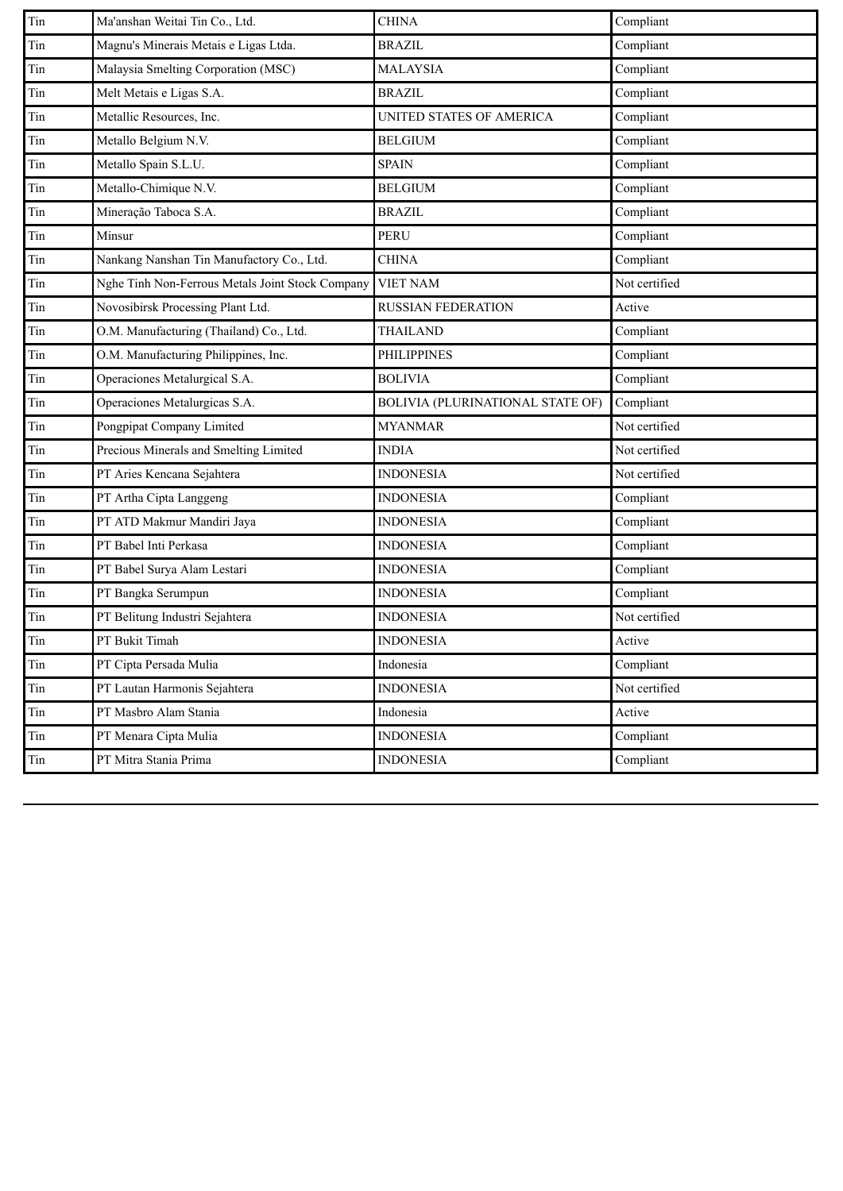| Tin | Ma'anshan Weitai Tin Co., Ltd. | CHINA | Compliant |
|---|---|---|---|
| Tin | Magnu's Minerais Metais e Ligas Ltda. | BRAZIL | Compliant |
| Tin | Malaysia Smelting Corporation (MSC) | MALAYSIA | Compliant |
| Tin | Melt Metais e Ligas S.A. | BRAZIL | Compliant |
| Tin | Metallic Resources, Inc. | UNITED STATES OF AMERICA | Compliant |
| Tin | Metallo Belgium N.V. | BELGIUM | Compliant |
| Tin | Metallo Spain S.L.U. | SPAIN | Compliant |
| Tin | Metallo-Chimique N.V. | BELGIUM | Compliant |
| Tin | Mineração Taboca S.A. | BRAZIL | Compliant |
| Tin | Minsur | PERU | Compliant |
| Tin | Nankang Nanshan Tin Manufactory Co., Ltd. | CHINA | Compliant |
| Tin | Nghe Tinh Non-Ferrous Metals Joint Stock Company | VIET NAM | Not certified |
| Tin | Novosibirsk Processing Plant Ltd. | RUSSIAN FEDERATION | Active |
| Tin | O.M. Manufacturing (Thailand) Co., Ltd. | THAILAND | Compliant |
| Tin | O.M. Manufacturing Philippines, Inc. | PHILIPPINES | Compliant |
| Tin | Operaciones Metalurgical S.A. | BOLIVIA | Compliant |
| Tin | Operaciones Metalurgicas S.A. | BOLIVIA (PLURINATIONAL STATE OF) | Compliant |
| Tin | Pongpipat Company Limited | MYANMAR | Not certified |
| Tin | Precious Minerals and Smelting Limited | INDIA | Not certified |
| Tin | PT Aries Kencana Sejahtera | INDONESIA | Not certified |
| Tin | PT Artha Cipta Langgeng | INDONESIA | Compliant |
| Tin | PT ATD Makmur Mandiri Jaya | INDONESIA | Compliant |
| Tin | PT Babel Inti Perkasa | INDONESIA | Compliant |
| Tin | PT Babel Surya Alam Lestari | INDONESIA | Compliant |
| Tin | PT Bangka Serumpun | INDONESIA | Compliant |
| Tin | PT Belitung Industri Sejahtera | INDONESIA | Not certified |
| Tin | PT Bukit Timah | INDONESIA | Active |
| Tin | PT Cipta Persada Mulia | Indonesia | Compliant |
| Tin | PT Lautan Harmonis Sejahtera | INDONESIA | Not certified |
| Tin | PT Masbro Alam Stania | Indonesia | Active |
| Tin | PT Menara Cipta Mulia | INDONESIA | Compliant |
| Tin | PT Mitra Stania Prima | INDONESIA | Compliant |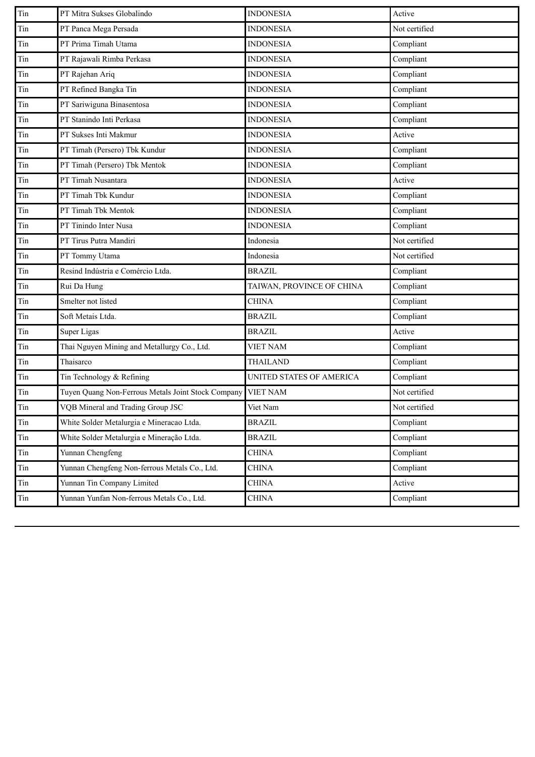| Tin | PT Mitra Sukses Globalindo | INDONESIA | Active |
|---|---|---|---|
| Tin | PT Panca Mega Persada | INDONESIA | Not certified |
| Tin | PT Prima Timah Utama | INDONESIA | Compliant |
| Tin | PT Rajawali Rimba Perkasa | INDONESIA | Compliant |
| Tin | PT Rajehan Ariq | INDONESIA | Compliant |
| Tin | PT Refined Bangka Tin | INDONESIA | Compliant |
| Tin | PT Sariwiguna Binasentosa | INDONESIA | Compliant |
| Tin | PT Stanindo Inti Perkasa | INDONESIA | Compliant |
| Tin | PT Sukses Inti Makmur | INDONESIA | Active |
| Tin | PT Timah (Persero) Tbk Kundur | INDONESIA | Compliant |
| Tin | PT Timah (Persero) Tbk Mentok | INDONESIA | Compliant |
| Tin | PT Timah Nusantara | INDONESIA | Active |
| Tin | PT Timah Tbk Kundur | INDONESIA | Compliant |
| Tin | PT Timah Tbk Mentok | INDONESIA | Compliant |
| Tin | PT Tinindo Inter Nusa | INDONESIA | Compliant |
| Tin | PT Tirus Putra Mandiri | Indonesia | Not certified |
| Tin | PT Tommy Utama | Indonesia | Not certified |
| Tin | Resind Indústria e Comércio Ltda. | BRAZIL | Compliant |
| Tin | Rui Da Hung | TAIWAN, PROVINCE OF CHINA | Compliant |
| Tin | Smelter not listed | CHINA | Compliant |
| Tin | Soft Metais Ltda. | BRAZIL | Compliant |
| Tin | Super Ligas | BRAZIL | Active |
| Tin | Thai Nguyen Mining and Metallurgy Co., Ltd. | VIET NAM | Compliant |
| Tin | Thaisarco | THAILAND | Compliant |
| Tin | Tin Technology & Refining | UNITED STATES OF AMERICA | Compliant |
| Tin | Tuyen Quang Non-Ferrous Metals Joint Stock Company | VIET NAM | Not certified |
| Tin | VQB Mineral and Trading Group JSC | Viet Nam | Not certified |
| Tin | White Solder Metalurgia e Mineracao Ltda. | BRAZIL | Compliant |
| Tin | White Solder Metalurgia e Mineração Ltda. | BRAZIL | Compliant |
| Tin | Yunnan Chengfeng | CHINA | Compliant |
| Tin | Yunnan Chengfeng Non-ferrous Metals Co., Ltd. | CHINA | Compliant |
| Tin | Yunnan Tin Company Limited | CHINA | Active |
| Tin | Yunnan Yunfan Non-ferrous Metals Co., Ltd. | CHINA | Compliant |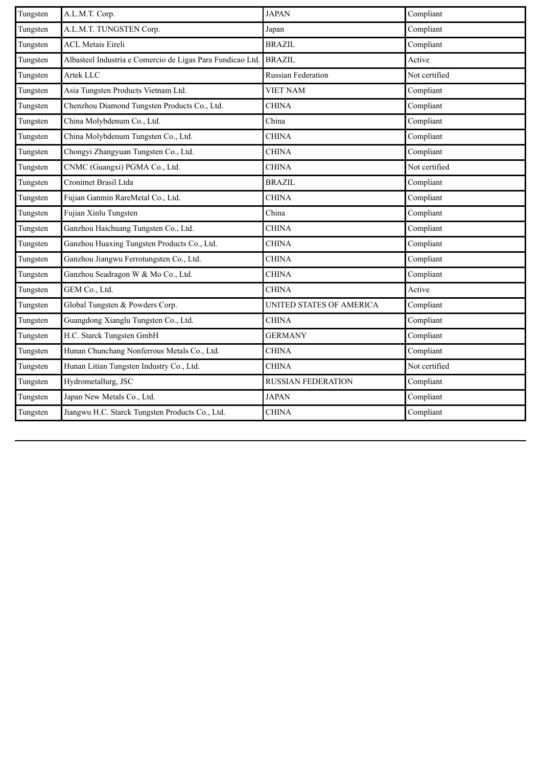| Tungsten | A.L.M.T. Corp. | JAPAN | Compliant |
|---|---|---|---|
| Tungsten | A.L.M.T. TUNGSTEN Corp. | Japan | Compliant |
| Tungsten | ACL Metais Eireli | BRAZIL | Compliant |
| Tungsten | Albasteel Industria e Comercio de Ligas Para Fundicao Ltd. | BRAZIL | Active |
| Tungsten | Artek LLC | Russian Federation | Not certified |
| Tungsten | Asia Tungsten Products Vietnam Ltd. | VIET NAM | Compliant |
| Tungsten | Chenzhou Diamond Tungsten Products Co., Ltd. | CHINA | Compliant |
| Tungsten | China Molybdenum Co., Ltd. | China | Compliant |
| Tungsten | China Molybdenum Tungsten Co., Ltd. | CHINA | Compliant |
| Tungsten | Chongyi Zhangyuan Tungsten Co., Ltd. | CHINA | Compliant |
| Tungsten | CNMC (Guangxi) PGMA Co., Ltd. | CHINA | Not certified |
| Tungsten | Cronimet Brasil Ltda | BRAZIL | Compliant |
| Tungsten | Fujian Ganmin RareMetal Co., Ltd. | CHINA | Compliant |
| Tungsten | Fujian Xinlu Tungsten | China | Compliant |
| Tungsten | Ganzhou Haichuang Tungsten Co., Ltd. | CHINA | Compliant |
| Tungsten | Ganzhou Huaxing Tungsten Products Co., Ltd. | CHINA | Compliant |
| Tungsten | Ganzhou Jiangwu Ferrotungsten Co., Ltd. | CHINA | Compliant |
| Tungsten | Ganzhou Seadragon W & Mo Co., Ltd. | CHINA | Compliant |
| Tungsten | GEM Co., Ltd. | CHINA | Active |
| Tungsten | Global Tungsten & Powders Corp. | UNITED STATES OF AMERICA | Compliant |
| Tungsten | Guangdong Xianglu Tungsten Co., Ltd. | CHINA | Compliant |
| Tungsten | H.C. Starck Tungsten GmbH | GERMANY | Compliant |
| Tungsten | Hunan Chunchang Nonferrous Metals Co., Ltd. | CHINA | Compliant |
| Tungsten | Hunan Litian Tungsten Industry Co., Ltd. | CHINA | Not certified |
| Tungsten | Hydrometallurg, JSC | RUSSIAN FEDERATION | Compliant |
| Tungsten | Japan New Metals Co., Ltd. | JAPAN | Compliant |
| Tungsten | Jiangwu H.C. Starck Tungsten Products Co., Ltd. | CHINA | Compliant |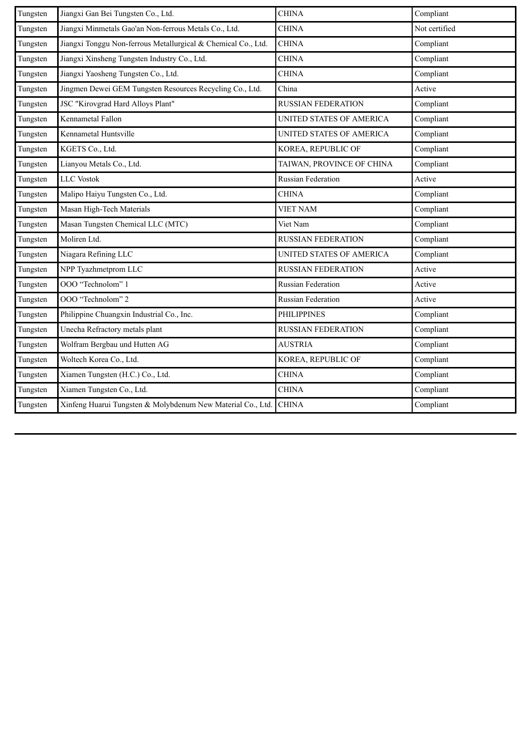| | | | |
|---|---|---|---|
| Tungsten | Jiangxi Gan Bei Tungsten Co., Ltd. | CHINA | Compliant |
| Tungsten | Jiangxi Minmetals Gao'an Non-ferrous Metals Co., Ltd. | CHINA | Not certified |
| Tungsten | Jiangxi Tonggu Non-ferrous Metallurgical & Chemical Co., Ltd. | CHINA | Compliant |
| Tungsten | Jiangxi Xinsheng Tungsten Industry Co., Ltd. | CHINA | Compliant |
| Tungsten | Jiangxi Yaosheng Tungsten Co., Ltd. | CHINA | Compliant |
| Tungsten | Jingmen Dewei GEM Tungsten Resources Recycling Co., Ltd. | China | Active |
| Tungsten | JSC "Kirovgrad Hard Alloys Plant" | RUSSIAN FEDERATION | Compliant |
| Tungsten | Kennametal Fallon | UNITED STATES OF AMERICA | Compliant |
| Tungsten | Kennametal Huntsville | UNITED STATES OF AMERICA | Compliant |
| Tungsten | KGETS Co., Ltd. | KOREA, REPUBLIC OF | Compliant |
| Tungsten | Lianyou Metals Co., Ltd. | TAIWAN, PROVINCE OF CHINA | Compliant |
| Tungsten | LLC Vostok | Russian Federation | Active |
| Tungsten | Malipo Haiyu Tungsten Co., Ltd. | CHINA | Compliant |
| Tungsten | Masan High-Tech Materials | VIET NAM | Compliant |
| Tungsten | Masan Tungsten Chemical LLC (MTC) | Viet Nam | Compliant |
| Tungsten | Moliren Ltd. | RUSSIAN FEDERATION | Compliant |
| Tungsten | Niagara Refining LLC | UNITED STATES OF AMERICA | Compliant |
| Tungsten | NPP Tyazhmetprom LLC | RUSSIAN FEDERATION | Active |
| Tungsten | OOO “Technolom” 1 | Russian Federation | Active |
| Tungsten | OOO “Technolom” 2 | Russian Federation | Active |
| Tungsten | Philippine Chuangxin Industrial Co., Inc. | PHILIPPINES | Compliant |
| Tungsten | Unecha Refractory metals plant | RUSSIAN FEDERATION | Compliant |
| Tungsten | Wolfram Bergbau und Hutten AG | AUSTRIA | Compliant |
| Tungsten | Woltech Korea Co., Ltd. | KOREA, REPUBLIC OF | Compliant |
| Tungsten | Xiamen Tungsten (H.C.) Co., Ltd. | CHINA | Compliant |
| Tungsten | Xiamen Tungsten Co., Ltd. | CHINA | Compliant |
| Tungsten | Xinfeng Huarui Tungsten & Molybdenum New Material Co., Ltd. | CHINA | Compliant |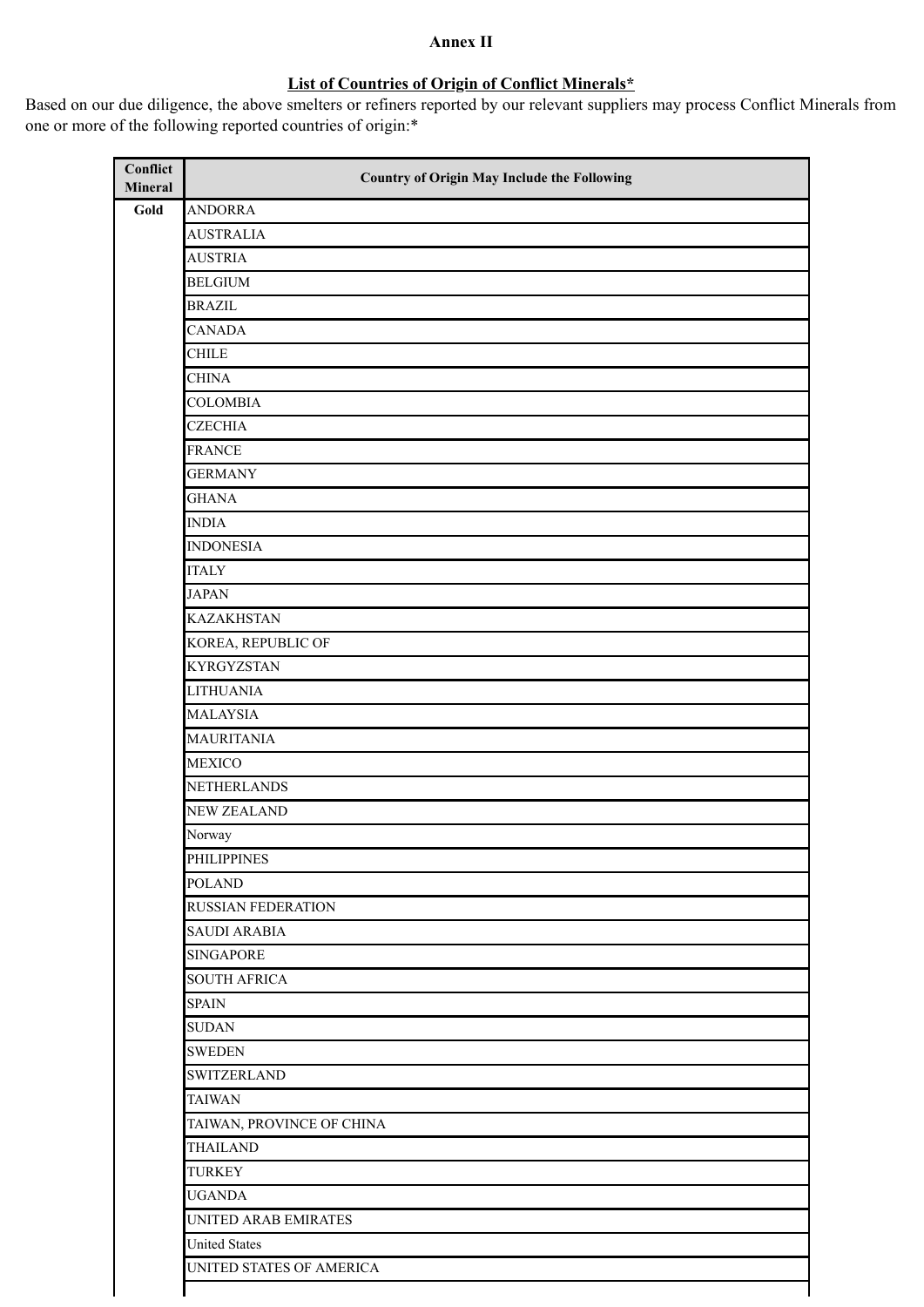**Annex II**

**List of Countries of Origin of Conflict Minerals***

Based on our due diligence, the above smelters or refiners reported by our relevant suppliers may process Conflict Minerals from one or more of the following reported countries of origin:*

| Conflict Mineral | Country of Origin May Include the Following |
|---|---|
| Gold | ANDORRA |
| | AUSTRALIA |
| | AUSTRIA |
| | BELGIUM |
| | BRAZIL |
| | CANADA |
| | CHILE |
| | CHINA |
| | COLOMBIA |
| | CZECHIA |
| | FRANCE |
| | GERMANY |
| | GHANA |
| | INDIA |
| | INDONESIA |
| | ITALY |
| | JAPAN |
| | KAZAKHSTAN |
| | KOREA, REPUBLIC OF |
| | KYRGYZSTAN |
| | LITHUANIA |
| | MALAYSIA |
| | MAURITANIA |
| | MEXICO |
| | NETHERLANDS |
| | NEW ZEALAND |
| | Norway |
| | PHILIPPINES |
| | POLAND |
| | RUSSIAN FEDERATION |
| | SAUDI ARABIA |
| | SINGAPORE |
| | SOUTH AFRICA |
| | SPAIN |
| | SUDAN |
| | SWEDEN |
| | SWITZERLAND |
| | TAIWAN |
| | TAIWAN, PROVINCE OF CHINA |
| | THAILAND |
| | TURKEY |
| | UGANDA |
| | UNITED ARAB EMIRATES |
| | United States |
| | UNITED STATES OF AMERICA |
| | |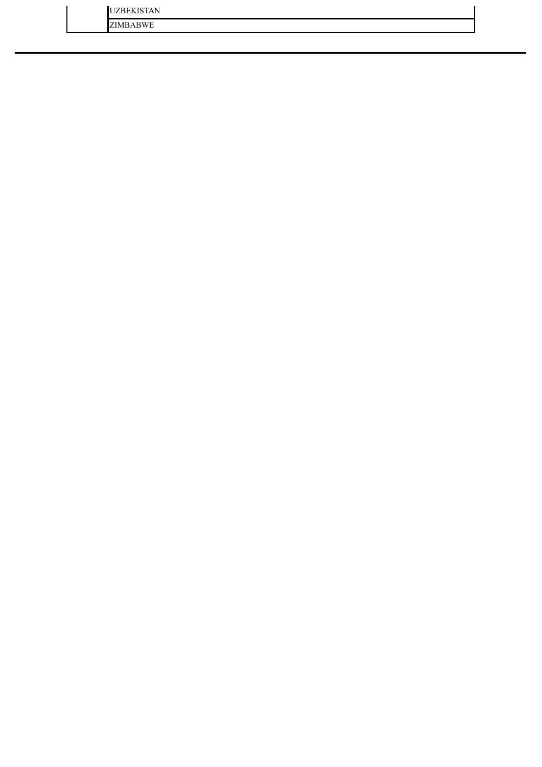| | |
|---|---|
| | UZBEKISTAN |
| | ZIMBABWE |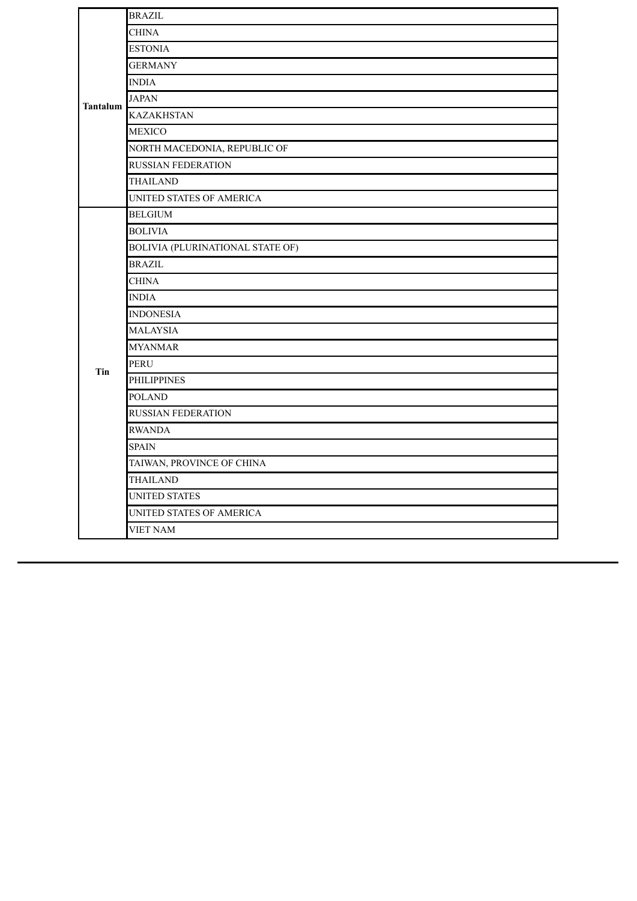| | |
|---|---|
| Tantalum | BRAZIL |
| | CHINA |
| | ESTONIA |
| | GERMANY |
| | INDIA |
| | JAPAN |
| | KAZAKHSTAN |
| | MEXICO |
| | NORTH MACEDONIA, REPUBLIC OF |
| | RUSSIAN FEDERATION |
| | THAILAND |
| | UNITED STATES OF AMERICA |
| Tin | BELGIUM |
| | BOLIVIA |
| | BOLIVIA (PLURINATIONAL STATE OF) |
| | BRAZIL |
| | CHINA |
| | INDIA |
| | INDONESIA |
| | MALAYSIA |
| | MYANMAR |
| | PERU |
| | PHILIPPINES |
| | POLAND |
| | RUSSIAN FEDERATION |
| | RWANDA |
| | SPAIN |
| | TAIWAN, PROVINCE OF CHINA |
| | THAILAND |
| | UNITED STATES |
| | UNITED STATES OF AMERICA |
| | VIET NAM |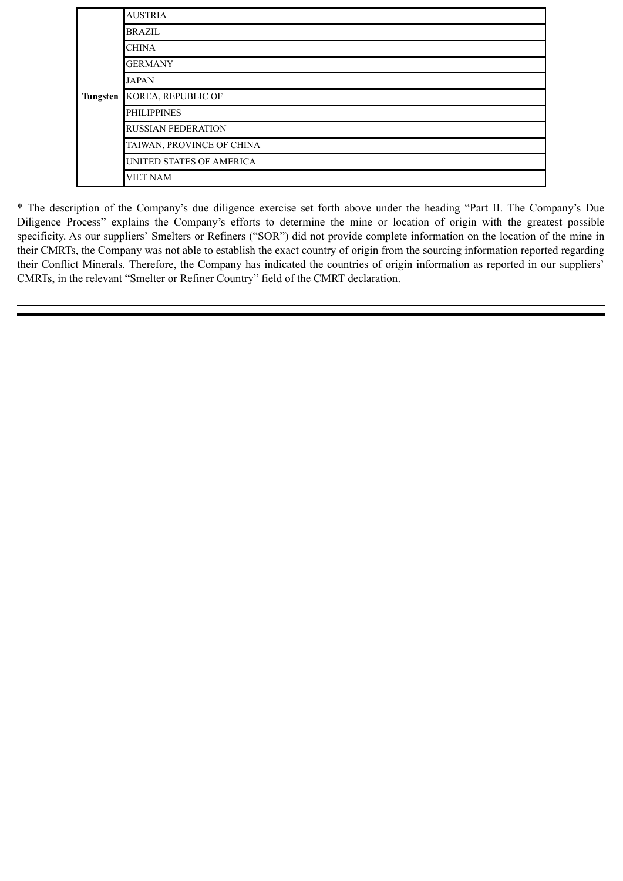| | |
|---|---|
| Tungsten | AUSTRIA |
| | BRAZIL |
| | CHINA |
| | GERMANY |
| | JAPAN |
| | KOREA, REPUBLIC OF |
| | PHILIPPINES |
| | RUSSIAN FEDERATION |
| | TAIWAN, PROVINCE OF CHINA |
| | UNITED STATES OF AMERICA |
| | VIET NAM |

* The description of the Company's due diligence exercise set forth above under the heading "Part II. The Company's Due Diligence Process" explains the Company's efforts to determine the mine or location of origin with the greatest possible specificity. As our suppliers' Smelters or Refiners ("SOR") did not provide complete information on the location of the mine in their CMRTs, the Company was not able to establish the exact country of origin from the sourcing information reported regarding their Conflict Minerals. Therefore, the Company has indicated the countries of origin information as reported in our suppliers' CMRTs, in the relevant "Smelter or Refiner Country" field of the CMRT declaration.